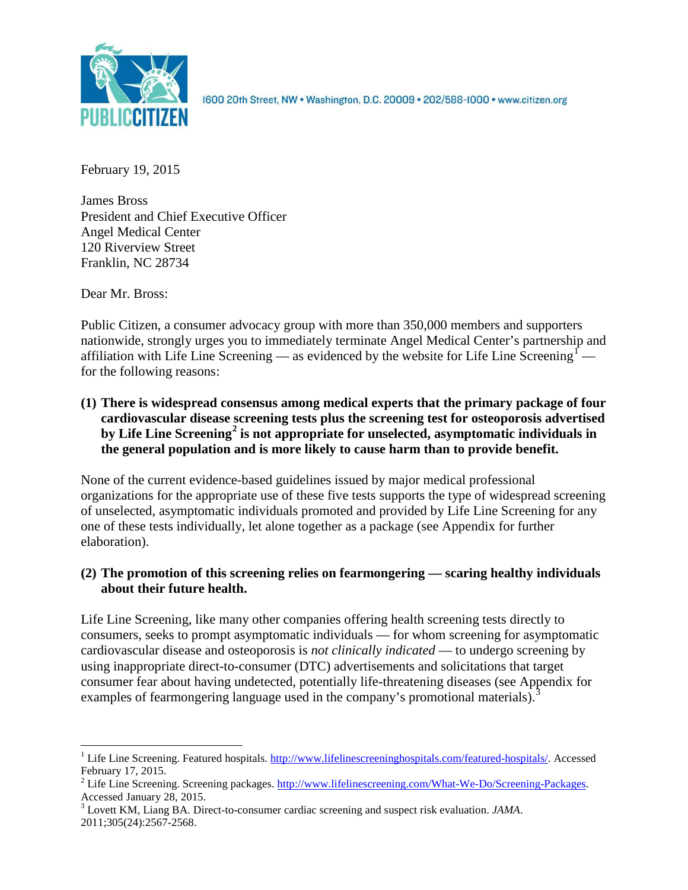1600 20th Street, NW • Washington, D.C. 20009 • 202/588-1000 • www.citizen.org

February 19, 2015

James Bross
President and Chief Executive Officer
Angel Medical Center
120 Riverview Street
Franklin, NC 28734

Dear Mr. Bross:

Public Citizen, a consumer advocacy group with more than 350,000 members and supporters nationwide, strongly urges you to immediately terminate Angel Medical Center's partnership and affiliation with Life Line Screening — as evidenced by the website for Life Line Screening[1] — for the following reasons:

**(1) There is widespread consensus among medical experts that the primary package of four cardiovascular disease screening tests plus the screening test for osteoporosis advertised by Life Line Screening[2] is not appropriate for unselected, asymptomatic individuals in the general population and is more likely to cause harm than to provide benefit.**

None of the current evidence-based guidelines issued by major medical professional organizations for the appropriate use of these five tests supports the type of widespread screening of unselected, asymptomatic individuals promoted and provided by Life Line Screening for any one of these tests individually, let alone together as a package (see Appendix for further elaboration).

**(2) The promotion of this screening relies on fearmongering — scaring healthy individuals about their future health.**

Life Line Screening, like many other companies offering health screening tests directly to consumers, seeks to prompt asymptomatic individuals — for whom screening for asymptomatic cardiovascular disease and osteoporosis is *not clinically indicated* — to undergo screening by using inappropriate direct-to-consumer (DTC) advertisements and solicitations that target consumer fear about having undetected, potentially life-threatening diseases (see Appendix for examples of fearmongering language used in the company's promotional materials).[3]

---

[1] Life Line Screening. Featured hospitals. http://www.lifelinescreeninghospitals.com/featured-hospitals/. Accessed February 17, 2015.

[2] Life Line Screening. Screening packages. http://www.lifelinescreening.com/What-We-Do/Screening-Packages. Accessed January 28, 2015.

[3] Lovett KM, Liang BA. Direct-to-consumer cardiac screening and suspect risk evaluation. *JAMA*. 2011;305(24):2567-2568.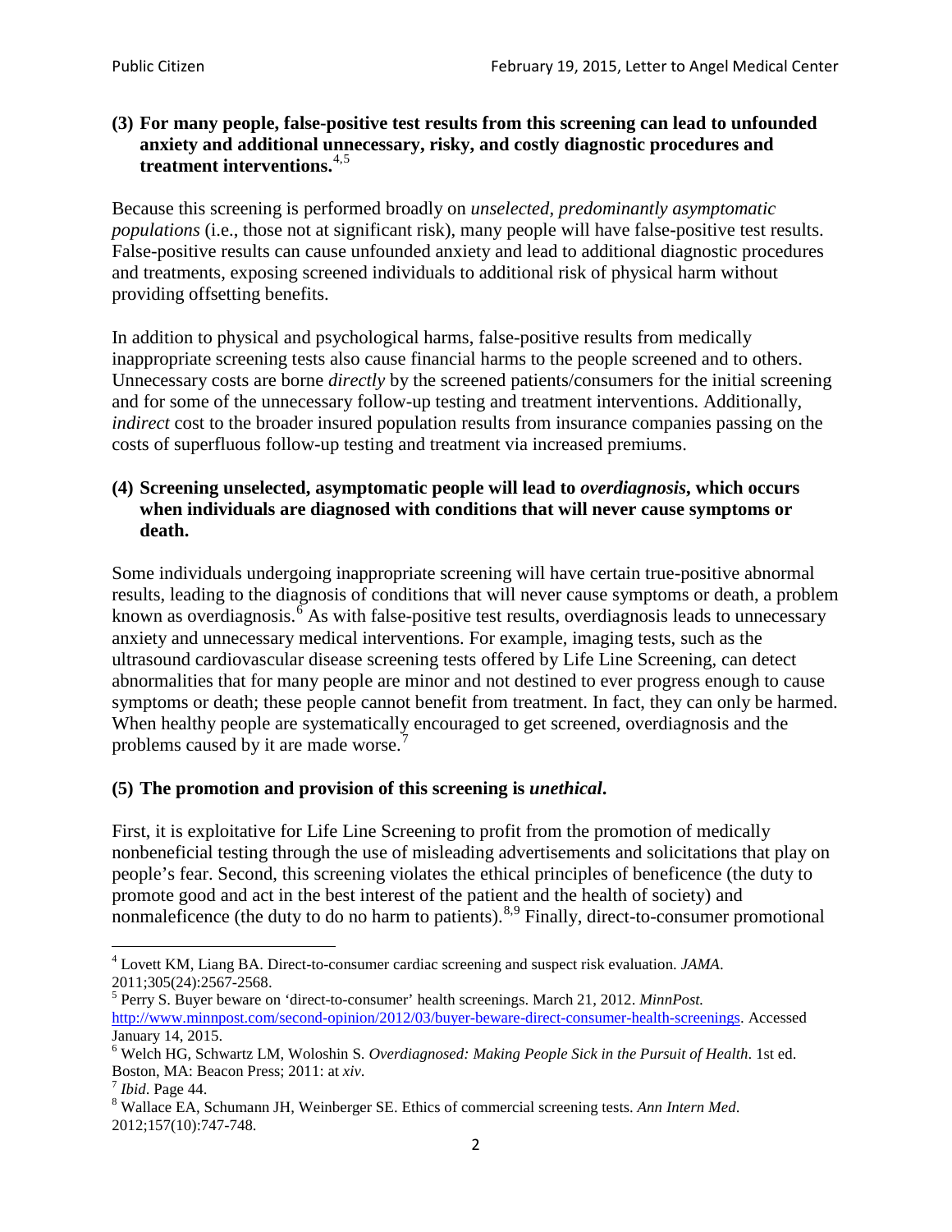**(3) For many people, false-positive test results from this screening can lead to unfounded anxiety and additional unnecessary, risky, and costly diagnostic procedures and treatment interventions.**[4,5]

Because this screening is performed broadly on *unselected, predominantly asymptomatic populations* (i.e., those not at significant risk), many people will have false-positive test results. False-positive results can cause unfounded anxiety and lead to additional diagnostic procedures and treatments, exposing screened individuals to additional risk of physical harm without providing offsetting benefits.

In addition to physical and psychological harms, false-positive results from medically inappropriate screening tests also cause financial harms to the people screened and to others. Unnecessary costs are borne *directly* by the screened patients/consumers for the initial screening and for some of the unnecessary follow-up testing and treatment interventions. Additionally, *indirect* cost to the broader insured population results from insurance companies passing on the costs of superfluous follow-up testing and treatment via increased premiums.

**(4) Screening unselected, asymptomatic people will lead to *overdiagnosis*, which occurs when individuals are diagnosed with conditions that will never cause symptoms or death.**

Some individuals undergoing inappropriate screening will have certain true-positive abnormal results, leading to the diagnosis of conditions that will never cause symptoms or death, a problem known as overdiagnosis.[6] As with false-positive test results, overdiagnosis leads to unnecessary anxiety and unnecessary medical interventions. For example, imaging tests, such as the ultrasound cardiovascular disease screening tests offered by Life Line Screening, can detect abnormalities that for many people are minor and not destined to ever progress enough to cause symptoms or death; these people cannot benefit from treatment. In fact, they can only be harmed. When healthy people are systematically encouraged to get screened, overdiagnosis and the problems caused by it are made worse.[7]

**(5) The promotion and provision of this screening is *unethical*.**

First, it is exploitative for Life Line Screening to profit from the promotion of medically nonbeneficial testing through the use of misleading advertisements and solicitations that play on people's fear. Second, this screening violates the ethical principles of beneficence (the duty to promote good and act in the best interest of the patient and the health of society) and nonmaleficence (the duty to do no harm to patients).[8,9] Finally, direct-to-consumer promotional

---

[4] Lovett KM, Liang BA. Direct-to-consumer cardiac screening and suspect risk evaluation. *JAMA*. 2011;305(24):2567-2568.

[5] Perry S. Buyer beware on 'direct-to-consumer' health screenings. March 21, 2012. *MinnPost.* http://www.minnpost.com/second-opinion/2012/03/buyer-beware-direct-consumer-health-screenings. Accessed January 14, 2015.

[6] Welch HG, Schwartz LM, Woloshin S. *Overdiagnosed: Making People Sick in the Pursuit of Health*. 1st ed. Boston, MA: Beacon Press; 2011: at *xiv*.

[7] *Ibid*. Page 44.

[8] Wallace EA, Schumann JH, Weinberger SE. Ethics of commercial screening tests. *Ann Intern Med*. 2012;157(10):747-748.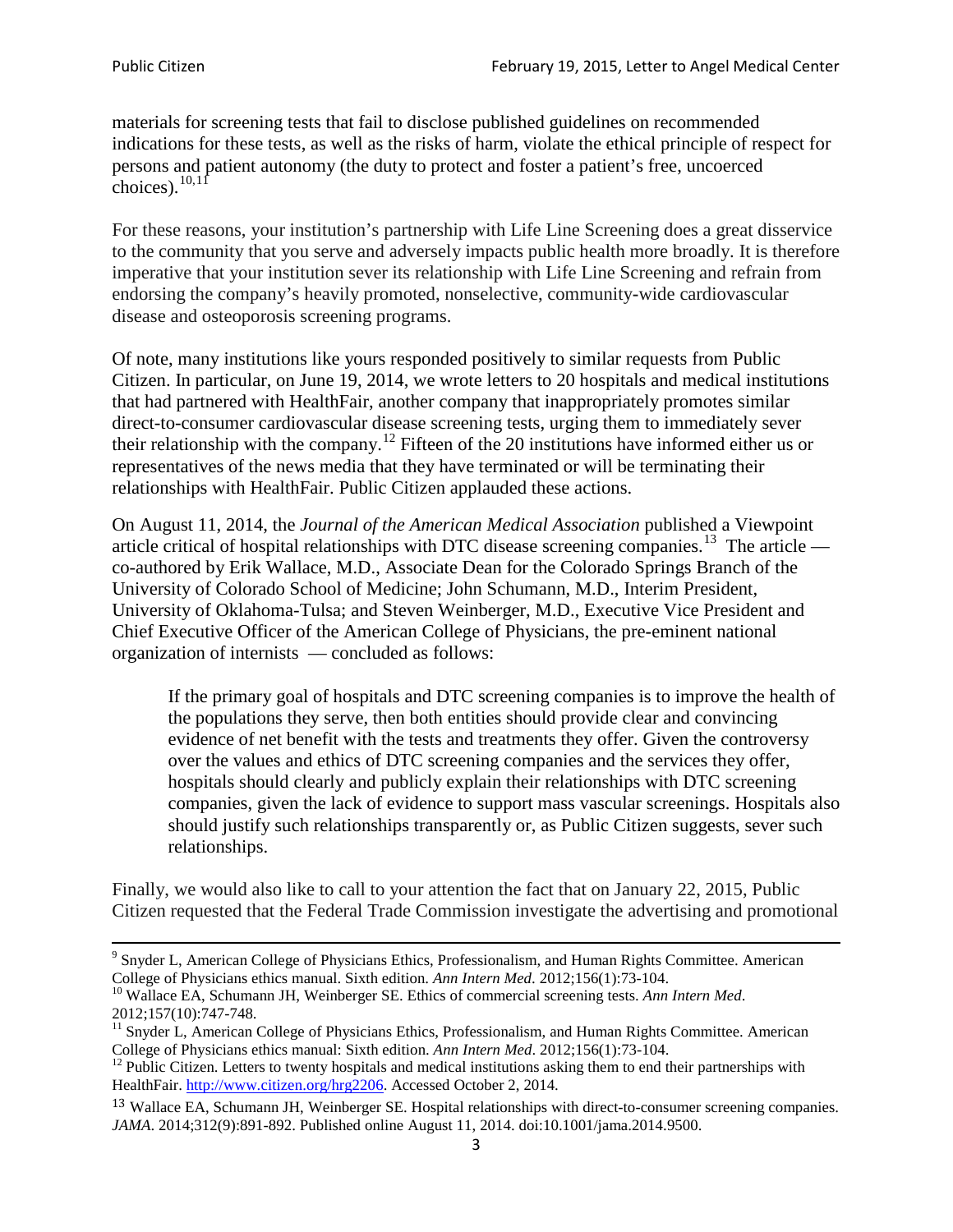materials for screening tests that fail to disclose published guidelines on recommended indications for these tests, as well as the risks of harm, violate the ethical principle of respect for persons and patient autonomy (the duty to protect and foster a patient's free, uncoerced choices).[10,11]

For these reasons, your institution's partnership with Life Line Screening does a great disservice to the community that you serve and adversely impacts public health more broadly. It is therefore imperative that your institution sever its relationship with Life Line Screening and refrain from endorsing the company's heavily promoted, nonselective, community-wide cardiovascular disease and osteoporosis screening programs.

Of note, many institutions like yours responded positively to similar requests from Public Citizen. In particular, on June 19, 2014, we wrote letters to 20 hospitals and medical institutions that had partnered with HealthFair, another company that inappropriately promotes similar direct-to-consumer cardiovascular disease screening tests, urging them to immediately sever their relationship with the company.[12] Fifteen of the 20 institutions have informed either us or representatives of the news media that they have terminated or will be terminating their relationships with HealthFair. Public Citizen applauded these actions.

On August 11, 2014, the *Journal of the American Medical Association* published a Viewpoint article critical of hospital relationships with DTC disease screening companies.[13] The article — co-authored by Erik Wallace, M.D., Associate Dean for the Colorado Springs Branch of the University of Colorado School of Medicine; John Schumann, M.D., Interim President, University of Oklahoma-Tulsa; and Steven Weinberger, M.D., Executive Vice President and Chief Executive Officer of the American College of Physicians, the pre-eminent national organization of internists — concluded as follows:

> If the primary goal of hospitals and DTC screening companies is to improve the health of the populations they serve, then both entities should provide clear and convincing evidence of net benefit with the tests and treatments they offer. Given the controversy over the values and ethics of DTC screening companies and the services they offer, hospitals should clearly and publicly explain their relationships with DTC screening companies, given the lack of evidence to support mass vascular screenings. Hospitals also should justify such relationships transparently or, as Public Citizen suggests, sever such relationships.

Finally, we would also like to call to your attention the fact that on January 22, 2015, Public Citizen requested that the Federal Trade Commission investigate the advertising and promotional

---

[9] Snyder L, American College of Physicians Ethics, Professionalism, and Human Rights Committee. American College of Physicians ethics manual. Sixth edition. *Ann Intern Med*. 2012;156(1):73-104.

[10] Wallace EA, Schumann JH, Weinberger SE. Ethics of commercial screening tests. *Ann Intern Med*. 2012;157(10):747-748.

[11] Snyder L, American College of Physicians Ethics, Professionalism, and Human Rights Committee. American College of Physicians ethics manual: Sixth edition. *Ann Intern Med*. 2012;156(1):73-104.

[12] Public Citizen. Letters to twenty hospitals and medical institutions asking them to end their partnerships with HealthFair. http://www.citizen.org/hrg2206. Accessed October 2, 2014.

[13] Wallace EA, Schumann JH, Weinberger SE. Hospital relationships with direct-to-consumer screening companies. *JAMA*. 2014;312(9):891-892. Published online August 11, 2014. doi:10.1001/jama.2014.9500.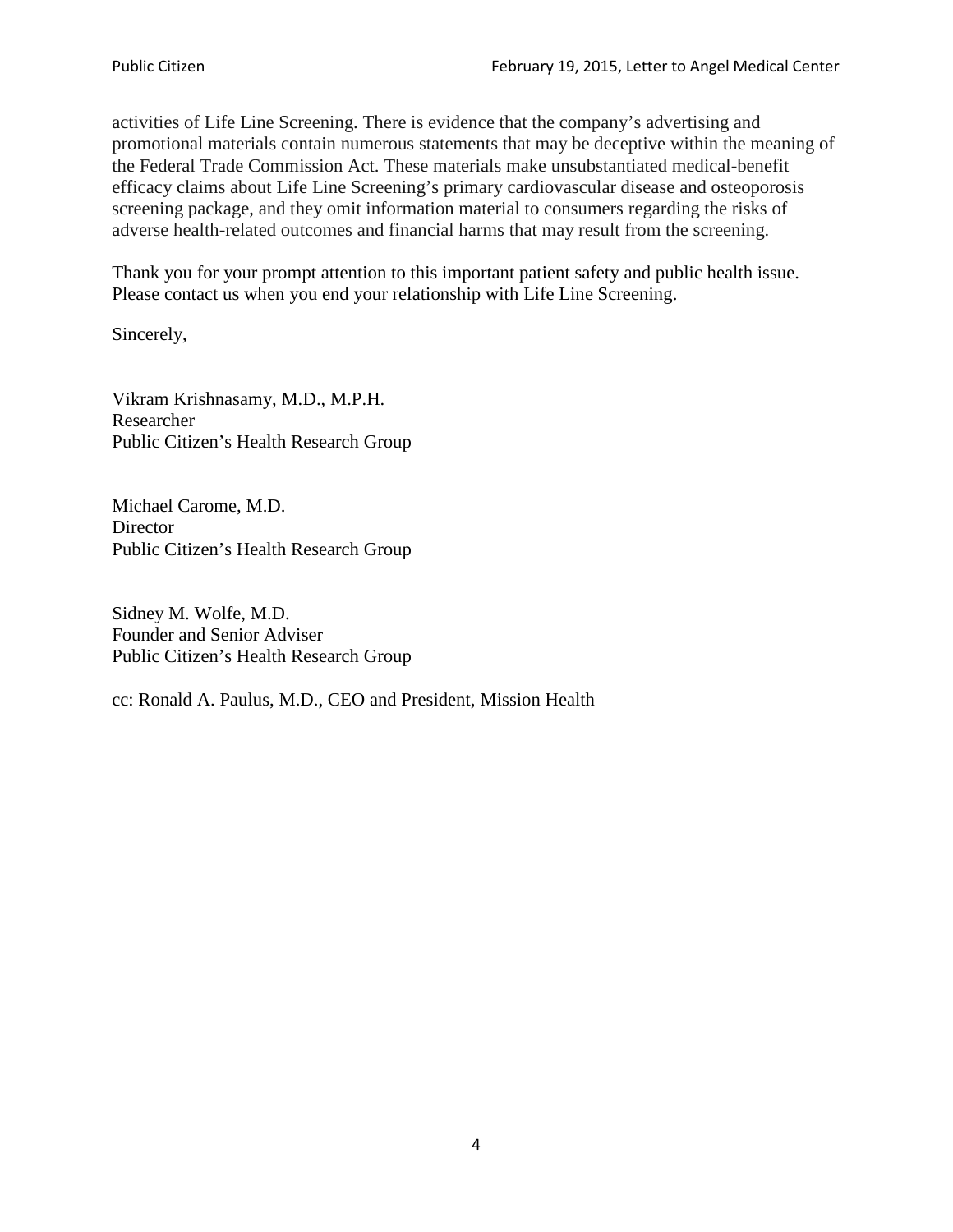activities of Life Line Screening. There is evidence that the company's advertising and promotional materials contain numerous statements that may be deceptive within the meaning of the Federal Trade Commission Act. These materials make unsubstantiated medical-benefit efficacy claims about Life Line Screening's primary cardiovascular disease and osteoporosis screening package, and they omit information material to consumers regarding the risks of adverse health-related outcomes and financial harms that may result from the screening.

Thank you for your prompt attention to this important patient safety and public health issue. Please contact us when you end your relationship with Life Line Screening.

Sincerely,

Vikram Krishnasamy, M.D., M.P.H.
Researcher
Public Citizen's Health Research Group

Michael Carome, M.D.
Director
Public Citizen's Health Research Group

Sidney M. Wolfe, M.D.
Founder and Senior Adviser
Public Citizen's Health Research Group

cc: Ronald A. Paulus, M.D., CEO and President, Mission Health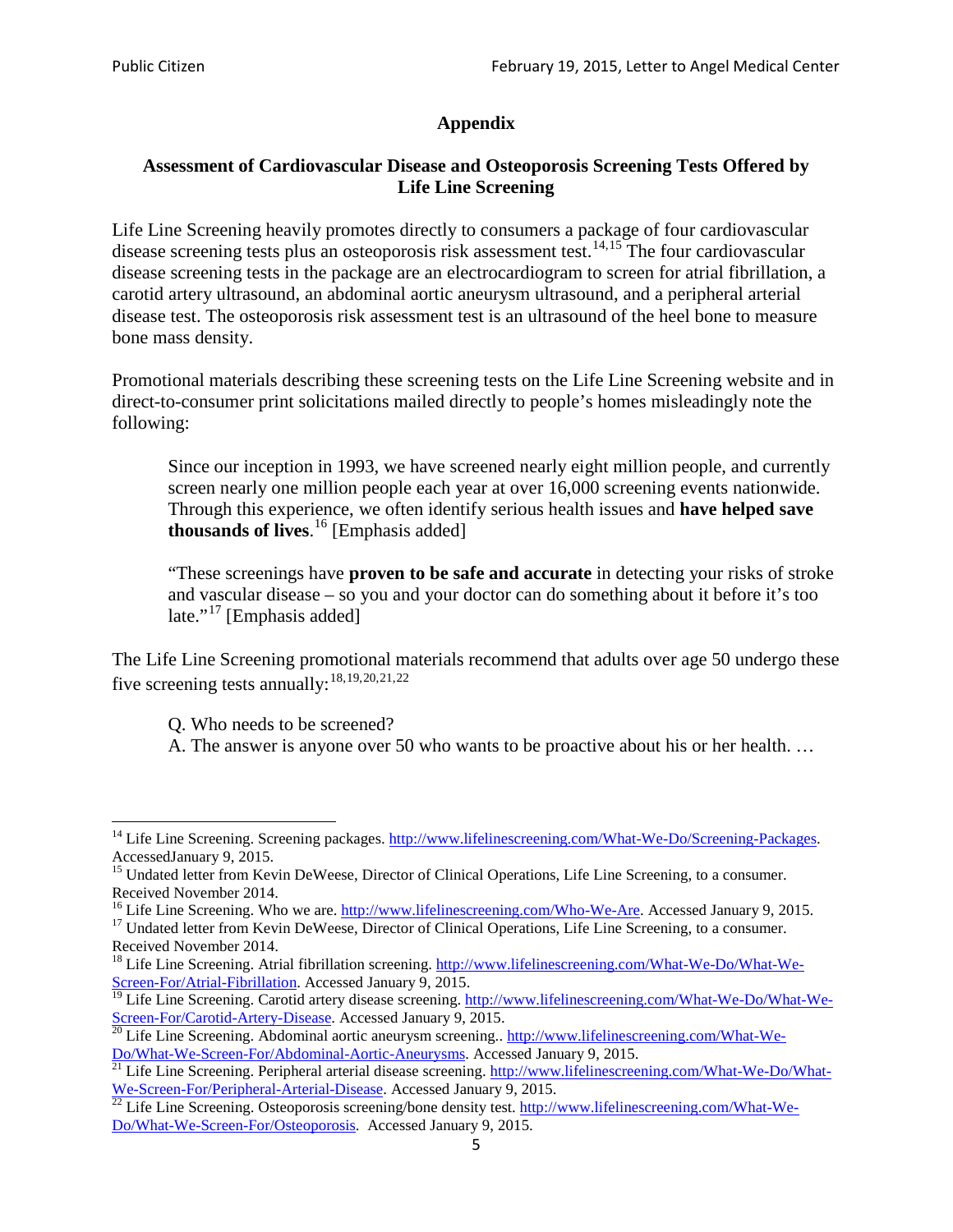## Appendix

### Assessment of Cardiovascular Disease and Osteoporosis Screening Tests Offered by Life Line Screening

Life Line Screening heavily promotes directly to consumers a package of four cardiovascular disease screening tests plus an osteoporosis risk assessment test.[14,15] The four cardiovascular disease screening tests in the package are an electrocardiogram to screen for atrial fibrillation, a carotid artery ultrasound, an abdominal aortic aneurysm ultrasound, and a peripheral arterial disease test. The osteoporosis risk assessment test is an ultrasound of the heel bone to measure bone mass density.

Promotional materials describing these screening tests on the Life Line Screening website and in direct-to-consumer print solicitations mailed directly to people's homes misleadingly note the following:

> Since our inception in 1993, we have screened nearly eight million people, and currently screen nearly one million people each year at over 16,000 screening events nationwide. Through this experience, we often identify serious health issues and **have helped save thousands of lives**.[16] [Emphasis added]
>
> "These screenings have **proven to be safe and accurate** in detecting your risks of stroke and vascular disease – so you and your doctor can do something about it before it's too late."[17] [Emphasis added]

The Life Line Screening promotional materials recommend that adults over age 50 undergo these five screening tests annually:[18,19,20,21,22]

> Q. Who needs to be screened?
> A. The answer is anyone over 50 who wants to be proactive about his or her health. …

---

[14] Life Line Screening. Screening packages. http://www.lifelinescreening.com/What-We-Do/Screening-Packages. AccessedJanuary 9, 2015.

[15] Undated letter from Kevin DeWeese, Director of Clinical Operations, Life Line Screening, to a consumer. Received November 2014.

[16] Life Line Screening. Who we are. http://www.lifelinescreening.com/Who-We-Are. Accessed January 9, 2015.

[17] Undated letter from Kevin DeWeese, Director of Clinical Operations, Life Line Screening, to a consumer. Received November 2014.

[18] Life Line Screening. Atrial fibrillation screening. http://www.lifelinescreening.com/What-We-Do/What-We-Screen-For/Atrial-Fibrillation. Accessed January 9, 2015.

[19] Life Line Screening. Carotid artery disease screening. http://www.lifelinescreening.com/What-We-Do/What-We-Screen-For/Carotid-Artery-Disease. Accessed January 9, 2015.

[20] Life Line Screening. Abdominal aortic aneurysm screening.. http://www.lifelinescreening.com/What-We-Do/What-We-Screen-For/Abdominal-Aortic-Aneurysms. Accessed January 9, 2015.

[21] Life Line Screening. Peripheral arterial disease screening. http://www.lifelinescreening.com/What-We-Do/What-We-Screen-For/Peripheral-Arterial-Disease. Accessed January 9, 2015.

[22] Life Line Screening. Osteoporosis screening/bone density test. http://www.lifelinescreening.com/What-We-Do/What-We-Screen-For/Osteoporosis. Accessed January 9, 2015.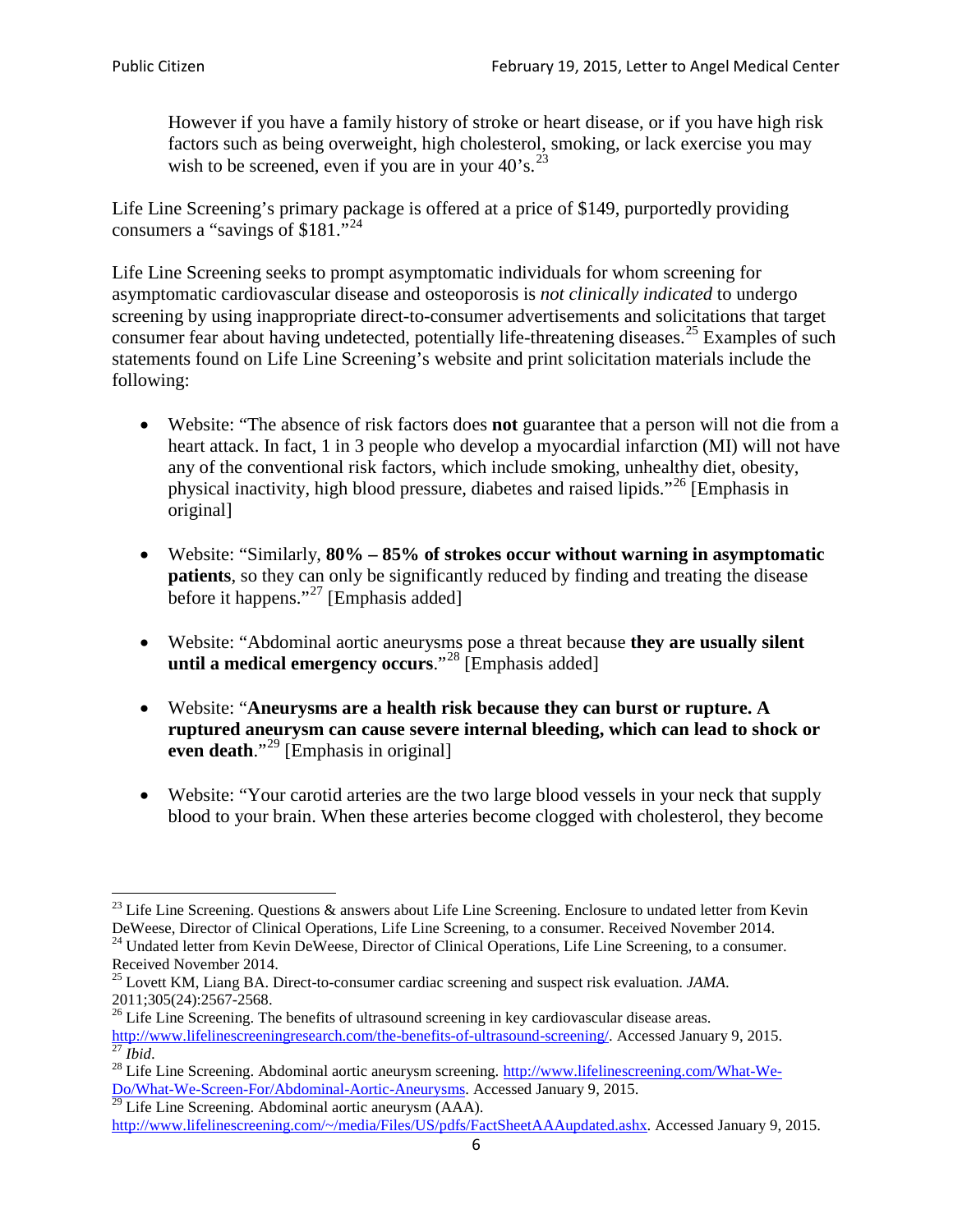> However if you have a family history of stroke or heart disease, or if you have high risk factors such as being overweight, high cholesterol, smoking, or lack exercise you may wish to be screened, even if you are in your 40's.[23]

Life Line Screening's primary package is offered at a price of $149, purportedly providing consumers a "savings of $181."[24]

Life Line Screening seeks to prompt asymptomatic individuals for whom screening for asymptomatic cardiovascular disease and osteoporosis is *not clinically indicated* to undergo screening by using inappropriate direct-to-consumer advertisements and solicitations that target consumer fear about having undetected, potentially life-threatening diseases.[25] Examples of such statements found on Life Line Screening's website and print solicitation materials include the following:

- Website: "The absence of risk factors does **not** guarantee that a person will not die from a heart attack. In fact, 1 in 3 people who develop a myocardial infarction (MI) will not have any of the conventional risk factors, which include smoking, unhealthy diet, obesity, physical inactivity, high blood pressure, diabetes and raised lipids."[26] [Emphasis in original]

- Website: "Similarly, **80% – 85% of strokes occur without warning in asymptomatic patients**, so they can only be significantly reduced by finding and treating the disease before it happens."[27] [Emphasis added]

- Website: "Abdominal aortic aneurysms pose a threat because **they are usually silent until a medical emergency occurs**."[28] [Emphasis added]

- Website: "**Aneurysms are a health risk because they can burst or rupture. A ruptured aneurysm can cause severe internal bleeding, which can lead to shock or even death**."[29] [Emphasis in original]

- Website: "Your carotid arteries are the two large blood vessels in your neck that supply blood to your brain. When these arteries become clogged with cholesterol, they become

---

[23] Life Line Screening. Questions & answers about Life Line Screening. Enclosure to undated letter from Kevin DeWeese, Director of Clinical Operations, Life Line Screening, to a consumer. Received November 2014.

[24] Undated letter from Kevin DeWeese, Director of Clinical Operations, Life Line Screening, to a consumer. Received November 2014.

[25] Lovett KM, Liang BA. Direct-to-consumer cardiac screening and suspect risk evaluation. *JAMA*. 2011;305(24):2567-2568.

[26] Life Line Screening. The benefits of ultrasound screening in key cardiovascular disease areas. http://www.lifelinescreeningresearch.com/the-benefits-of-ultrasound-screening/. Accessed January 9, 2015.

[27] *Ibid*.

[28] Life Line Screening. Abdominal aortic aneurysm screening. http://www.lifelinescreening.com/What-We-Do/What-We-Screen-For/Abdominal-Aortic-Aneurysms. Accessed January 9, 2015.

[29] Life Line Screening. Abdominal aortic aneurysm (AAA). http://www.lifelinescreening.com/~/media/Files/US/pdfs/FactSheetAAAupdated.ashx. Accessed January 9, 2015.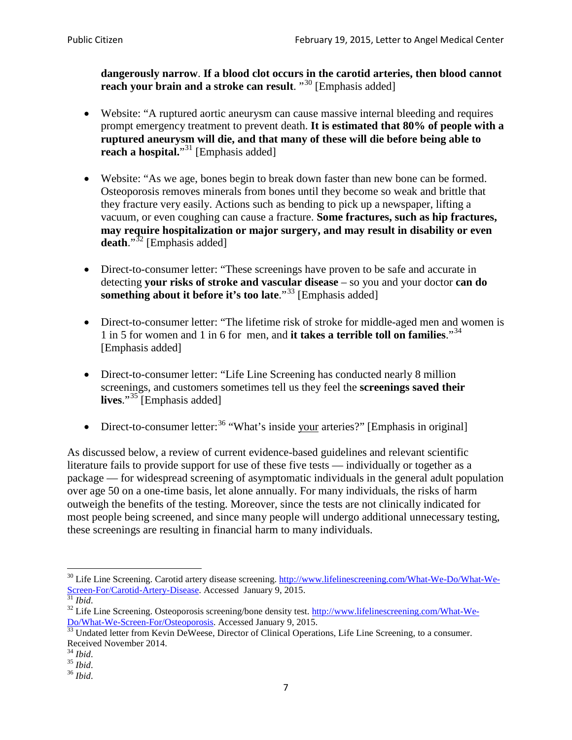**dangerously narrow**. **If a blood clot occurs in the carotid arteries, then blood cannot reach your brain and a stroke can result**. "[30] [Emphasis added]

- Website: "A ruptured aortic aneurysm can cause massive internal bleeding and requires prompt emergency treatment to prevent death. **It is estimated that 80% of people with a ruptured aneurysm will die, and that many of these will die before being able to reach a hospital.**"[31] [Emphasis added]

- Website: "As we age, bones begin to break down faster than new bone can be formed. Osteoporosis removes minerals from bones until they become so weak and brittle that they fracture very easily. Actions such as bending to pick up a newspaper, lifting a vacuum, or even coughing can cause a fracture. **Some fractures, such as hip fractures, may require hospitalization or major surgery, and may result in disability or even death**."[32] [Emphasis added]

- Direct-to-consumer letter: "These screenings have proven to be safe and accurate in detecting **your risks of stroke and vascular disease** – so you and your doctor **can do something about it before it's too late**."[33] [Emphasis added]

- Direct-to-consumer letter: "The lifetime risk of stroke for middle-aged men and women is 1 in 5 for women and 1 in 6 for men, and **it takes a terrible toll on families**."[34] [Emphasis added]

- Direct-to-consumer letter: "Life Line Screening has conducted nearly 8 million screenings, and customers sometimes tell us they feel the **screenings saved their lives**."[35] [Emphasis added]

- Direct-to-consumer letter:[36] "What's inside <u>your</u> arteries?" [Emphasis in original]

As discussed below, a review of current evidence-based guidelines and relevant scientific literature fails to provide support for use of these five tests — individually or together as a package — for widespread screening of asymptomatic individuals in the general adult population over age 50 on a one-time basis, let alone annually. For many individuals, the risks of harm outweigh the benefits of the testing. Moreover, since the tests are not clinically indicated for most people being screened, and since many people will undergo additional unnecessary testing, these screenings are resulting in financial harm to many individuals.

---

[30] Life Line Screening. Carotid artery disease screening. http://www.lifelinescreening.com/What-We-Do/What-We-Screen-For/Carotid-Artery-Disease. Accessed January 9, 2015.

[31] *Ibid*.

[32] Life Line Screening. Osteoporosis screening/bone density test. http://www.lifelinescreening.com/What-We-Do/What-We-Screen-For/Osteoporosis. Accessed January 9, 2015.

[33] Undated letter from Kevin DeWeese, Director of Clinical Operations, Life Line Screening, to a consumer. Received November 2014.

[34] *Ibid*.

[35] *Ibid*.

[36] *Ibid*.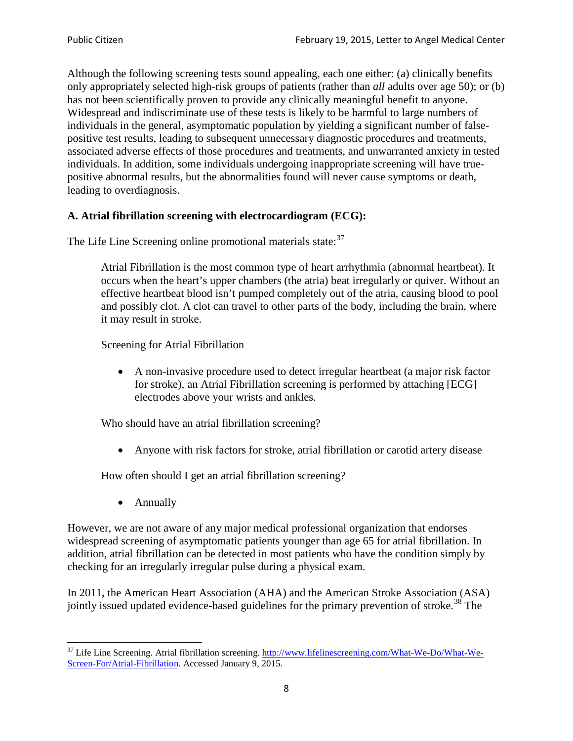Although the following screening tests sound appealing, each one either: (a) clinically benefits only appropriately selected high-risk groups of patients (rather than *all* adults over age 50); or (b) has not been scientifically proven to provide any clinically meaningful benefit to anyone. Widespread and indiscriminate use of these tests is likely to be harmful to large numbers of individuals in the general, asymptomatic population by yielding a significant number of false-positive test results, leading to subsequent unnecessary diagnostic procedures and treatments, associated adverse effects of those procedures and treatments, and unwarranted anxiety in tested individuals. In addition, some individuals undergoing inappropriate screening will have true-positive abnormal results, but the abnormalities found will never cause symptoms or death, leading to overdiagnosis.

**A. Atrial fibrillation screening with electrocardiogram (ECG):**

The Life Line Screening online promotional materials state:[37]

> Atrial Fibrillation is the most common type of heart arrhythmia (abnormal heartbeat). It occurs when the heart's upper chambers (the atria) beat irregularly or quiver. Without an effective heartbeat blood isn't pumped completely out of the atria, causing blood to pool and possibly clot. A clot can travel to other parts of the body, including the brain, where it may result in stroke.
>
> Screening for Atrial Fibrillation
>
> - A non-invasive procedure used to detect irregular heartbeat (a major risk factor for stroke), an Atrial Fibrillation screening is performed by attaching [ECG] electrodes above your wrists and ankles.
>
> Who should have an atrial fibrillation screening?
>
> - Anyone with risk factors for stroke, atrial fibrillation or carotid artery disease
>
> How often should I get an atrial fibrillation screening?
>
> - Annually

However, we are not aware of any major medical professional organization that endorses widespread screening of asymptomatic patients younger than age 65 for atrial fibrillation. In addition, atrial fibrillation can be detected in most patients who have the condition simply by checking for an irregularly irregular pulse during a physical exam.

In 2011, the American Heart Association (AHA) and the American Stroke Association (ASA) jointly issued updated evidence-based guidelines for the primary prevention of stroke.[38] The

---

[37] Life Line Screening. Atrial fibrillation screening. http://www.lifelinescreening.com/What-We-Do/What-We-Screen-For/Atrial-Fibrillation. Accessed January 9, 2015.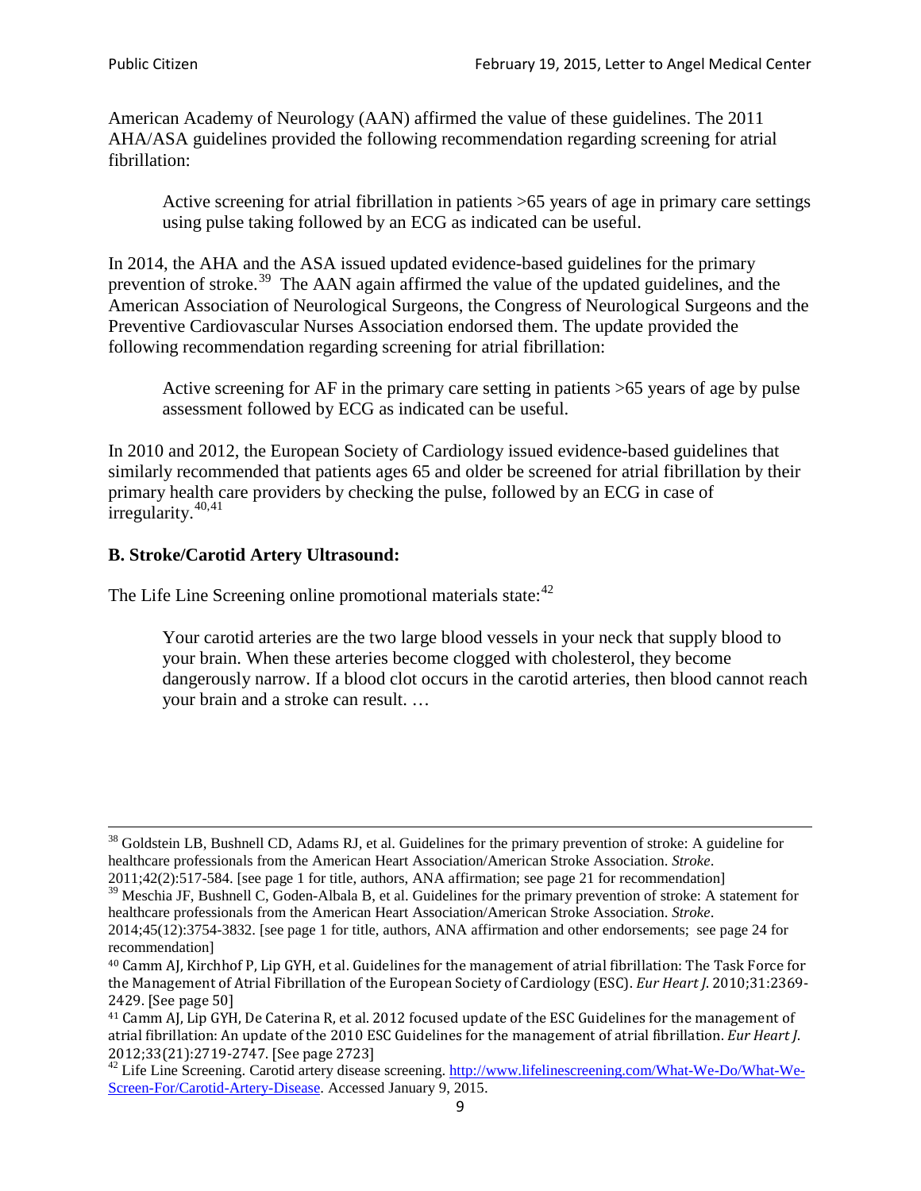American Academy of Neurology (AAN) affirmed the value of these guidelines. The 2011 AHA/ASA guidelines provided the following recommendation regarding screening for atrial fibrillation:

> Active screening for atrial fibrillation in patients >65 years of age in primary care settings using pulse taking followed by an ECG as indicated can be useful.

In 2014, the AHA and the ASA issued updated evidence-based guidelines for the primary prevention of stroke.[39] The AAN again affirmed the value of the updated guidelines, and the American Association of Neurological Surgeons, the Congress of Neurological Surgeons and the Preventive Cardiovascular Nurses Association endorsed them. The update provided the following recommendation regarding screening for atrial fibrillation:

> Active screening for AF in the primary care setting in patients >65 years of age by pulse assessment followed by ECG as indicated can be useful.

In 2010 and 2012, the European Society of Cardiology issued evidence-based guidelines that similarly recommended that patients ages 65 and older be screened for atrial fibrillation by their primary health care providers by checking the pulse, followed by an ECG in case of irregularity.[40,41]

**B. Stroke/Carotid Artery Ultrasound:**

The Life Line Screening online promotional materials state:[42]

> Your carotid arteries are the two large blood vessels in your neck that supply blood to your brain. When these arteries become clogged with cholesterol, they become dangerously narrow. If a blood clot occurs in the carotid arteries, then blood cannot reach your brain and a stroke can result. …

---

[38] Goldstein LB, Bushnell CD, Adams RJ, et al. Guidelines for the primary prevention of stroke: A guideline for healthcare professionals from the American Heart Association/American Stroke Association. *Stroke*. 2011;42(2):517-584. [see page 1 for title, authors, ANA affirmation; see page 21 for recommendation]

[39] Meschia JF, Bushnell C, Goden-Albala B, et al. Guidelines for the primary prevention of stroke: A statement for healthcare professionals from the American Heart Association/American Stroke Association. *Stroke*. 2014;45(12):3754-3832. [see page 1 for title, authors, ANA affirmation and other endorsements; see page 24 for recommendation]

[40] Camm AJ, Kirchhof P, Lip GYH, et al. Guidelines for the management of atrial fibrillation: The Task Force for the Management of Atrial Fibrillation of the European Society of Cardiology (ESC). *Eur Heart J*. 2010;31:2369-2429. [See page 50]

[41] Camm AJ, Lip GYH, De Caterina R, et al. 2012 focused update of the ESC Guidelines for the management of atrial fibrillation: An update of the 2010 ESC Guidelines for the management of atrial fibrillation. *Eur Heart J*. 2012;33(21):2719-2747. [See page 2723]

[42] Life Line Screening. Carotid artery disease screening. http://www.lifelinescreening.com/What-We-Do/What-We-Screen-For/Carotid-Artery-Disease. Accessed January 9, 2015.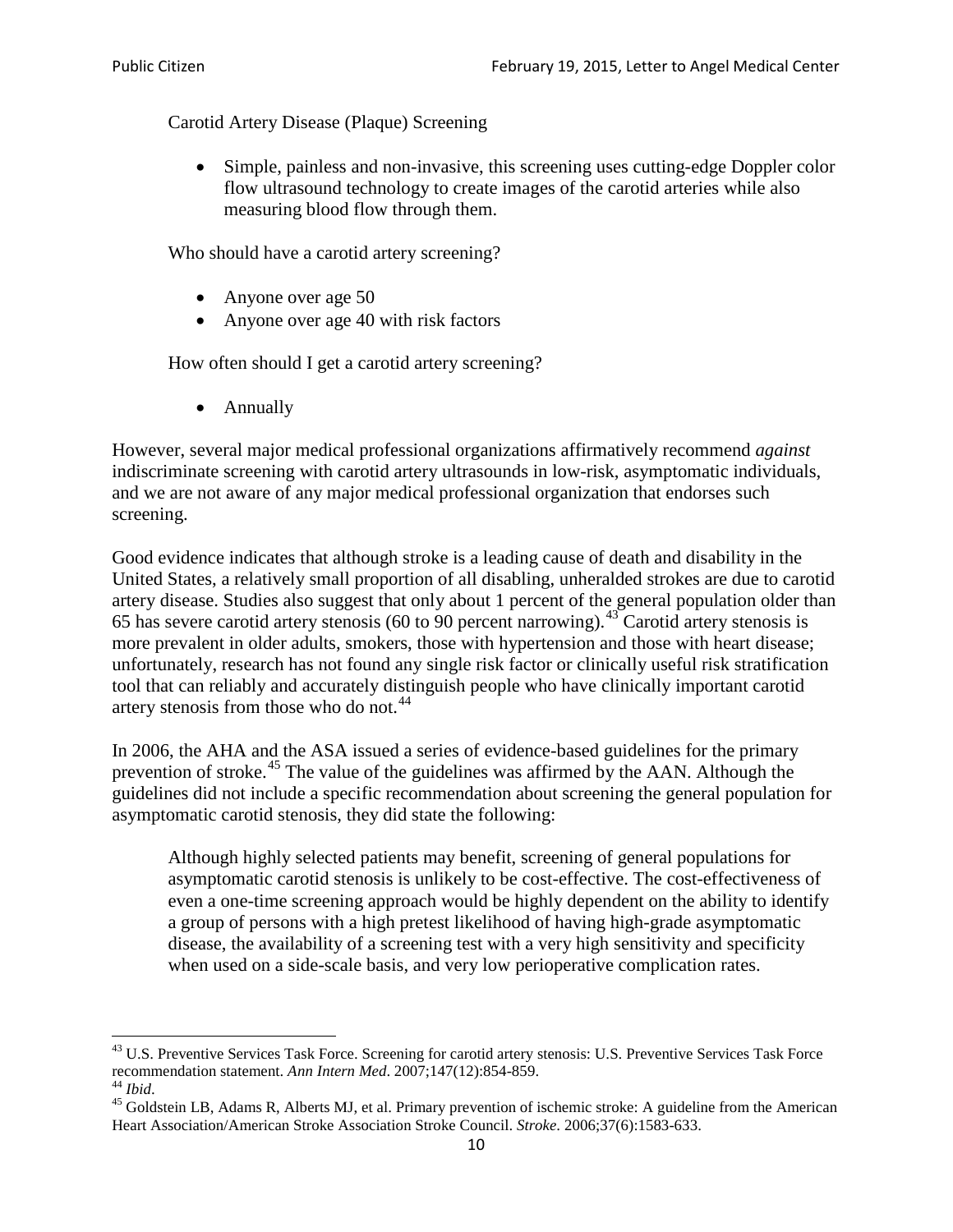Carotid Artery Disease (Plaque) Screening

- Simple, painless and non-invasive, this screening uses cutting-edge Doppler color flow ultrasound technology to create images of the carotid arteries while also measuring blood flow through them.

Who should have a carotid artery screening?

- Anyone over age 50
- Anyone over age 40 with risk factors

How often should I get a carotid artery screening?

- Annually

However, several major medical professional organizations affirmatively recommend *against* indiscriminate screening with carotid artery ultrasounds in low-risk, asymptomatic individuals, and we are not aware of any major medical professional organization that endorses such screening.

Good evidence indicates that although stroke is a leading cause of death and disability in the United States, a relatively small proportion of all disabling, unheralded strokes are due to carotid artery disease. Studies also suggest that only about 1 percent of the general population older than 65 has severe carotid artery stenosis (60 to 90 percent narrowing).[43] Carotid artery stenosis is more prevalent in older adults, smokers, those with hypertension and those with heart disease; unfortunately, research has not found any single risk factor or clinically useful risk stratification tool that can reliably and accurately distinguish people who have clinically important carotid artery stenosis from those who do not.[44]

In 2006, the AHA and the ASA issued a series of evidence-based guidelines for the primary prevention of stroke.[45] The value of the guidelines was affirmed by the AAN. Although the guidelines did not include a specific recommendation about screening the general population for asymptomatic carotid stenosis, they did state the following:

> Although highly selected patients may benefit, screening of general populations for asymptomatic carotid stenosis is unlikely to be cost-effective. The cost-effectiveness of even a one-time screening approach would be highly dependent on the ability to identify a group of persons with a high pretest likelihood of having high-grade asymptomatic disease, the availability of a screening test with a very high sensitivity and specificity when used on a side-scale basis, and very low perioperative complication rates.

---

[43] U.S. Preventive Services Task Force. Screening for carotid artery stenosis: U.S. Preventive Services Task Force recommendation statement. *Ann Intern Med*. 2007;147(12):854-859.

[44] *Ibid*.

[45] Goldstein LB, Adams R, Alberts MJ, et al. Primary prevention of ischemic stroke: A guideline from the American Heart Association/American Stroke Association Stroke Council. *Stroke*. 2006;37(6):1583-633.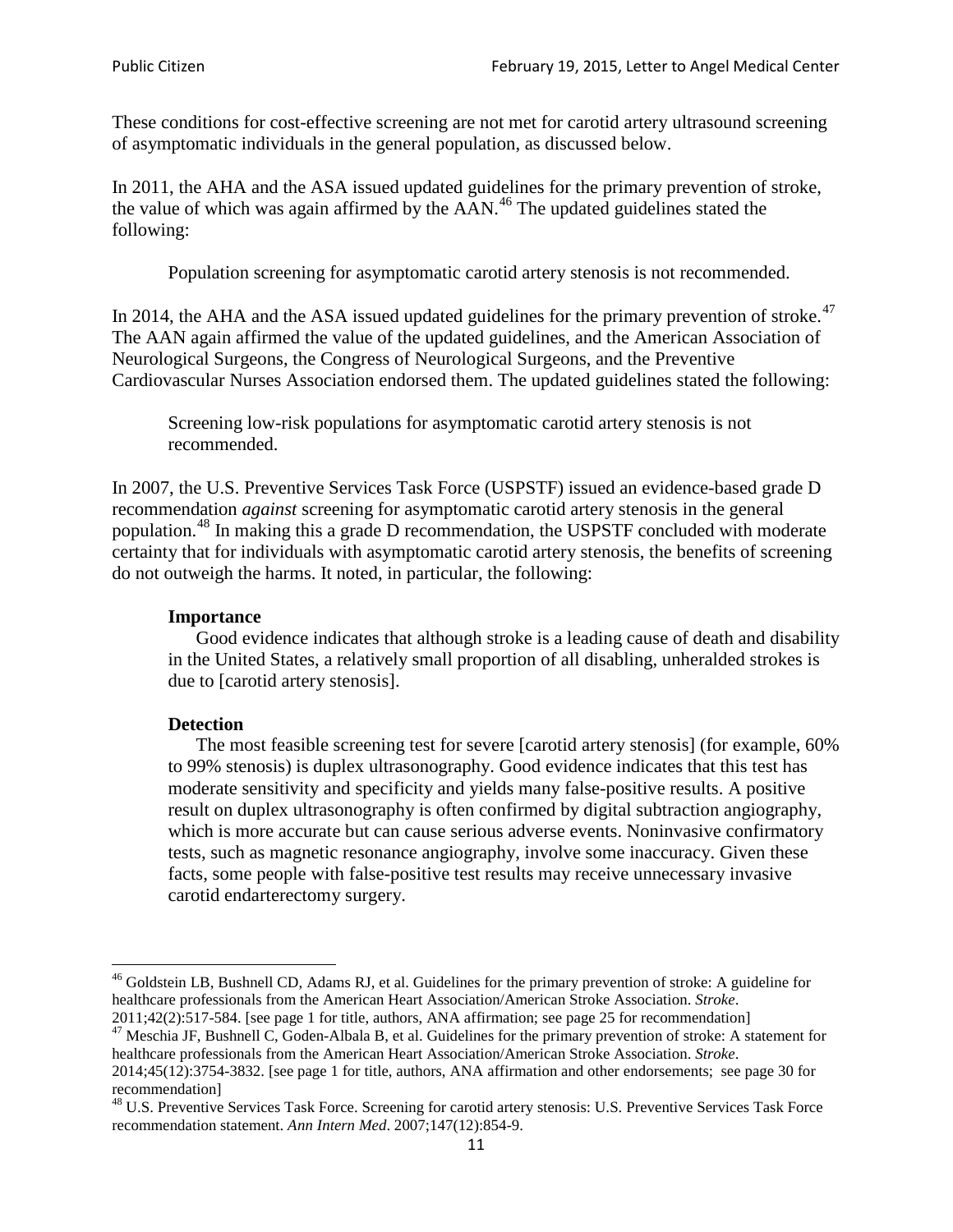These conditions for cost-effective screening are not met for carotid artery ultrasound screening of asymptomatic individuals in the general population, as discussed below.

In 2011, the AHA and the ASA issued updated guidelines for the primary prevention of stroke, the value of which was again affirmed by the AAN.[46] The updated guidelines stated the following:

> Population screening for asymptomatic carotid artery stenosis is not recommended.

In 2014, the AHA and the ASA issued updated guidelines for the primary prevention of stroke.[47] The AAN again affirmed the value of the updated guidelines, and the American Association of Neurological Surgeons, the Congress of Neurological Surgeons, and the Preventive Cardiovascular Nurses Association endorsed them. The updated guidelines stated the following:

> Screening low-risk populations for asymptomatic carotid artery stenosis is not recommended.

In 2007, the U.S. Preventive Services Task Force (USPSTF) issued an evidence-based grade D recommendation *against* screening for asymptomatic carotid artery stenosis in the general population.[48] In making this a grade D recommendation, the USPSTF concluded with moderate certainty that for individuals with asymptomatic carotid artery stenosis, the benefits of screening do not outweigh the harms. It noted, in particular, the following:

> **Importance**
>
> Good evidence indicates that although stroke is a leading cause of death and disability in the United States, a relatively small proportion of all disabling, unheralded strokes is due to [carotid artery stenosis].
>
> **Detection**
>
> The most feasible screening test for severe [carotid artery stenosis] (for example, 60% to 99% stenosis) is duplex ultrasonography. Good evidence indicates that this test has moderate sensitivity and specificity and yields many false-positive results. A positive result on duplex ultrasonography is often confirmed by digital subtraction angiography, which is more accurate but can cause serious adverse events. Noninvasive confirmatory tests, such as magnetic resonance angiography, involve some inaccuracy. Given these facts, some people with false-positive test results may receive unnecessary invasive carotid endarterectomy surgery.

---

[46] Goldstein LB, Bushnell CD, Adams RJ, et al. Guidelines for the primary prevention of stroke: A guideline for healthcare professionals from the American Heart Association/American Stroke Association. *Stroke*. 2011;42(2):517-584. [see page 1 for title, authors, ANA affirmation; see page 25 for recommendation]

[47] Meschia JF, Bushnell C, Goden-Albala B, et al. Guidelines for the primary prevention of stroke: A statement for healthcare professionals from the American Heart Association/American Stroke Association. *Stroke*. 2014;45(12):3754-3832. [see page 1 for title, authors, ANA affirmation and other endorsements; see page 30 for recommendation]

[48] U.S. Preventive Services Task Force. Screening for carotid artery stenosis: U.S. Preventive Services Task Force recommendation statement. *Ann Intern Med*. 2007;147(12):854-9.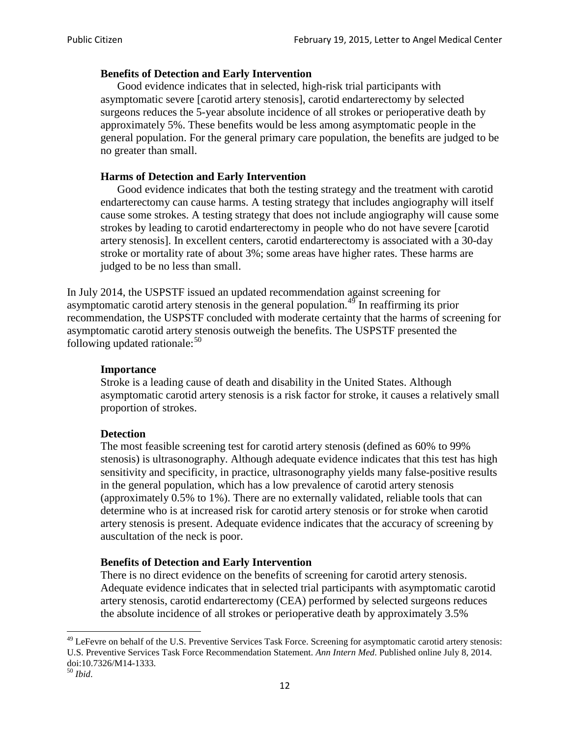> **Benefits of Detection and Early Intervention**
> Good evidence indicates that in selected, high-risk trial participants with asymptomatic severe [carotid artery stenosis], carotid endarterectomy by selected surgeons reduces the 5-year absolute incidence of all strokes or perioperative death by approximately 5%. These benefits would be less among asymptomatic people in the general population. For the general primary care population, the benefits are judged to be no greater than small.
>
> **Harms of Detection and Early Intervention**
> Good evidence indicates that both the testing strategy and the treatment with carotid endarterectomy can cause harms. A testing strategy that includes angiography will itself cause some strokes. A testing strategy that does not include angiography will cause some strokes by leading to carotid endarterectomy in people who do not have severe [carotid artery stenosis]. In excellent centers, carotid endarterectomy is associated with a 30-day stroke or mortality rate of about 3%; some areas have higher rates. These harms are judged to be no less than small.

In July 2014, the USPSTF issued an updated recommendation against screening for asymptomatic carotid artery stenosis in the general population.[49] In reaffirming its prior recommendation, the USPSTF concluded with moderate certainty that the harms of screening for asymptomatic carotid artery stenosis outweigh the benefits. The USPSTF presented the following updated rationale:[50]

> **Importance**
> Stroke is a leading cause of death and disability in the United States. Although asymptomatic carotid artery stenosis is a risk factor for stroke, it causes a relatively small proportion of strokes.
>
> **Detection**
> The most feasible screening test for carotid artery stenosis (defined as 60% to 99% stenosis) is ultrasonography. Although adequate evidence indicates that this test has high sensitivity and specificity, in practice, ultrasonography yields many false-positive results in the general population, which has a low prevalence of carotid artery stenosis (approximately 0.5% to 1%). There are no externally validated, reliable tools that can determine who is at increased risk for carotid artery stenosis or for stroke when carotid artery stenosis is present. Adequate evidence indicates that the accuracy of screening by auscultation of the neck is poor.
>
> **Benefits of Detection and Early Intervention**
> There is no direct evidence on the benefits of screening for carotid artery stenosis. Adequate evidence indicates that in selected trial participants with asymptomatic carotid artery stenosis, carotid endarterectomy (CEA) performed by selected surgeons reduces the absolute incidence of all strokes or perioperative death by approximately 3.5%

---

[49] LeFevre on behalf of the U.S. Preventive Services Task Force. Screening for asymptomatic carotid artery stenosis: U.S. Preventive Services Task Force Recommendation Statement. *Ann Intern Med*. Published online July 8, 2014. doi:10.7326/M14-1333.

[50] *Ibid*.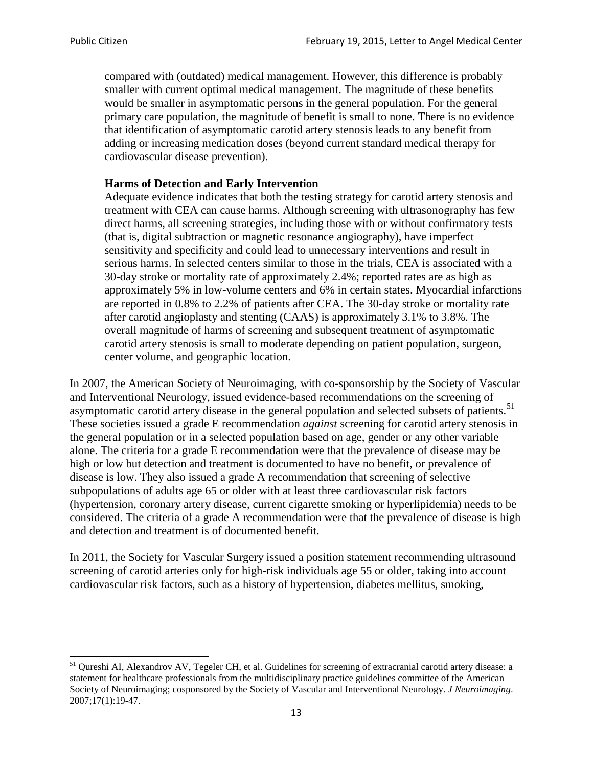> compared with (outdated) medical management. However, this difference is probably smaller with current optimal medical management. The magnitude of these benefits would be smaller in asymptomatic persons in the general population. For the general primary care population, the magnitude of benefit is small to none. There is no evidence that identification of asymptomatic carotid artery stenosis leads to any benefit from adding or increasing medication doses (beyond current standard medical therapy for cardiovascular disease prevention).
>
> **Harms of Detection and Early Intervention**
> Adequate evidence indicates that both the testing strategy for carotid artery stenosis and treatment with CEA can cause harms. Although screening with ultrasonography has few direct harms, all screening strategies, including those with or without confirmatory tests (that is, digital subtraction or magnetic resonance angiography), have imperfect sensitivity and specificity and could lead to unnecessary interventions and result in serious harms. In selected centers similar to those in the trials, CEA is associated with a 30-day stroke or mortality rate of approximately 2.4%; reported rates are as high as approximately 5% in low-volume centers and 6% in certain states. Myocardial infarctions are reported in 0.8% to 2.2% of patients after CEA. The 30-day stroke or mortality rate after carotid angioplasty and stenting (CAAS) is approximately 3.1% to 3.8%. The overall magnitude of harms of screening and subsequent treatment of asymptomatic carotid artery stenosis is small to moderate depending on patient population, surgeon, center volume, and geographic location.

In 2007, the American Society of Neuroimaging, with co-sponsorship by the Society of Vascular and Interventional Neurology, issued evidence-based recommendations on the screening of asymptomatic carotid artery disease in the general population and selected subsets of patients.[51] These societies issued a grade E recommendation *against* screening for carotid artery stenosis in the general population or in a selected population based on age, gender or any other variable alone. The criteria for a grade E recommendation were that the prevalence of disease may be high or low but detection and treatment is documented to have no benefit, or prevalence of disease is low. They also issued a grade A recommendation that screening of selective subpopulations of adults age 65 or older with at least three cardiovascular risk factors (hypertension, coronary artery disease, current cigarette smoking or hyperlipidemia) needs to be considered. The criteria of a grade A recommendation were that the prevalence of disease is high and detection and treatment is of documented benefit.

In 2011, the Society for Vascular Surgery issued a position statement recommending ultrasound screening of carotid arteries only for high-risk individuals age 55 or older, taking into account cardiovascular risk factors, such as a history of hypertension, diabetes mellitus, smoking,

---

[51] Qureshi AI, Alexandrov AV, Tegeler CH, et al. Guidelines for screening of extracranial carotid artery disease: a statement for healthcare professionals from the multidisciplinary practice guidelines committee of the American Society of Neuroimaging; cosponsored by the Society of Vascular and Interventional Neurology. *J Neuroimaging*. 2007;17(1):19-47.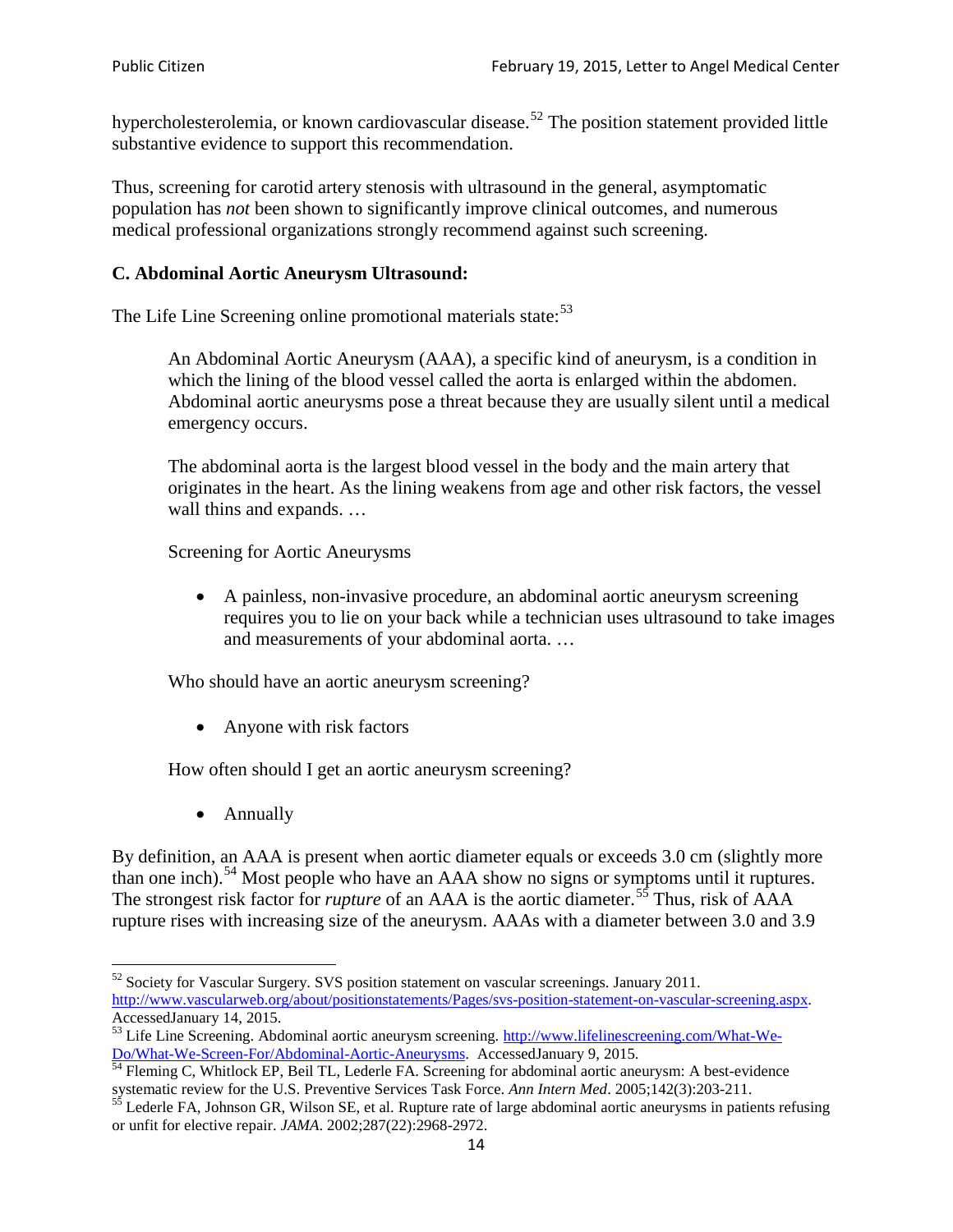hypercholesterolemia, or known cardiovascular disease.[52] The position statement provided little substantive evidence to support this recommendation.

Thus, screening for carotid artery stenosis with ultrasound in the general, asymptomatic population has *not* been shown to significantly improve clinical outcomes, and numerous medical professional organizations strongly recommend against such screening.

### C. Abdominal Aortic Aneurysm Ultrasound:

The Life Line Screening online promotional materials state:[53]

> An Abdominal Aortic Aneurysm (AAA), a specific kind of aneurysm, is a condition in which the lining of the blood vessel called the aorta is enlarged within the abdomen. Abdominal aortic aneurysms pose a threat because they are usually silent until a medical emergency occurs.
>
> The abdominal aorta is the largest blood vessel in the body and the main artery that originates in the heart. As the lining weakens from age and other risk factors, the vessel wall thins and expands. …
>
> Screening for Aortic Aneurysms
>
> - A painless, non-invasive procedure, an abdominal aortic aneurysm screening requires you to lie on your back while a technician uses ultrasound to take images and measurements of your abdominal aorta. …
>
> Who should have an aortic aneurysm screening?
>
> - Anyone with risk factors
>
> How often should I get an aortic aneurysm screening?
>
> - Annually

By definition, an AAA is present when aortic diameter equals or exceeds 3.0 cm (slightly more than one inch).[54] Most people who have an AAA show no signs or symptoms until it ruptures. The strongest risk factor for *rupture* of an AAA is the aortic diameter.[55] Thus, risk of AAA rupture rises with increasing size of the aneurysm. AAAs with a diameter between 3.0 and 3.9

---

[52] Society for Vascular Surgery. SVS position statement on vascular screenings. January 2011. http://www.vascularweb.org/about/positionstatements/Pages/svs-position-statement-on-vascular-screening.aspx. AccessedJanuary 14, 2015.

[53] Life Line Screening. Abdominal aortic aneurysm screening. http://www.lifelinescreening.com/What-We-Do/What-We-Screen-For/Abdominal-Aortic-Aneurysms. AccessedJanuary 9, 2015.

[54] Fleming C, Whitlock EP, Beil TL, Lederle FA. Screening for abdominal aortic aneurysm: A best-evidence systematic review for the U.S. Preventive Services Task Force. *Ann Intern Med*. 2005;142(3):203-211.

[55] Lederle FA, Johnson GR, Wilson SE, et al. Rupture rate of large abdominal aortic aneurysms in patients refusing or unfit for elective repair. *JAMA*. 2002;287(22):2968-2972.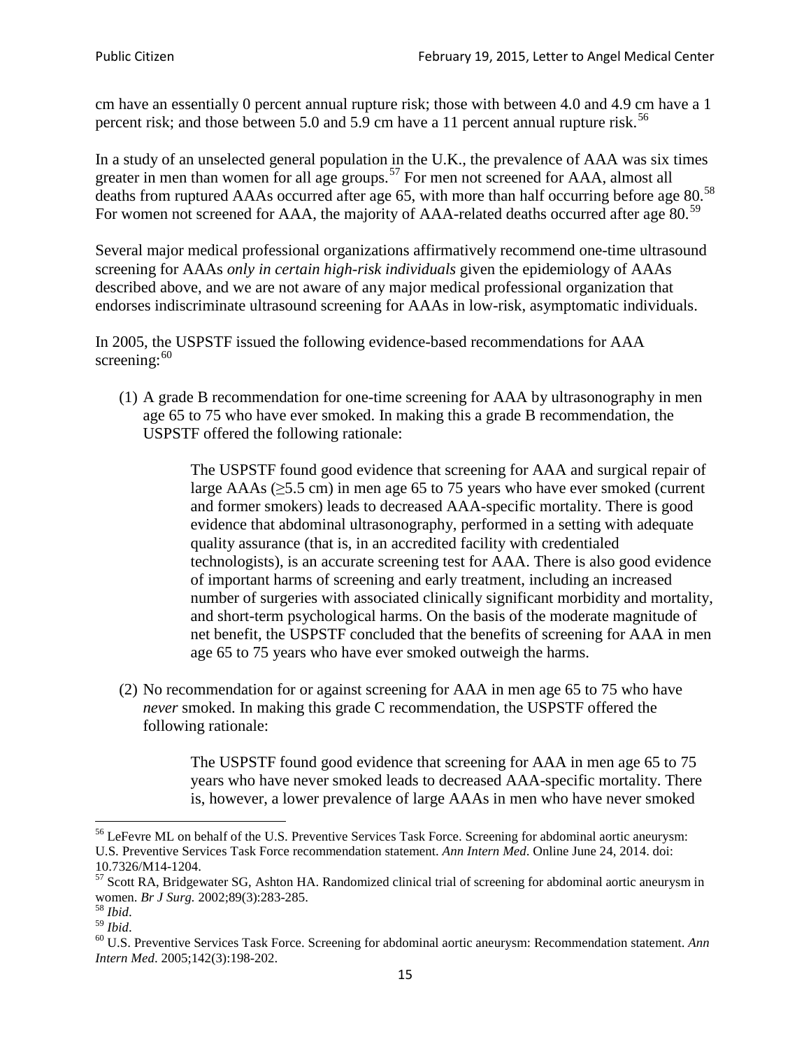cm have an essentially 0 percent annual rupture risk; those with between 4.0 and 4.9 cm have a 1 percent risk; and those between 5.0 and 5.9 cm have a 11 percent annual rupture risk.[56]

In a study of an unselected general population in the U.K., the prevalence of AAA was six times greater in men than women for all age groups.[57] For men not screened for AAA, almost all deaths from ruptured AAAs occurred after age 65, with more than half occurring before age 80.[58] For women not screened for AAA, the majority of AAA-related deaths occurred after age 80.[59]

Several major medical professional organizations affirmatively recommend one-time ultrasound screening for AAAs *only in certain high-risk individuals* given the epidemiology of AAAs described above, and we are not aware of any major medical professional organization that endorses indiscriminate ultrasound screening for AAAs in low-risk, asymptomatic individuals.

In 2005, the USPSTF issued the following evidence-based recommendations for AAA screening:[60]

(1) A grade B recommendation for one-time screening for AAA by ultrasonography in men age 65 to 75 who have ever smoked. In making this a grade B recommendation, the USPSTF offered the following rationale:

> The USPSTF found good evidence that screening for AAA and surgical repair of large AAAs (≥5.5 cm) in men age 65 to 75 years who have ever smoked (current and former smokers) leads to decreased AAA-specific mortality. There is good evidence that abdominal ultrasonography, performed in a setting with adequate quality assurance (that is, in an accredited facility with credentialed technologists), is an accurate screening test for AAA. There is also good evidence of important harms of screening and early treatment, including an increased number of surgeries with associated clinically significant morbidity and mortality, and short-term psychological harms. On the basis of the moderate magnitude of net benefit, the USPSTF concluded that the benefits of screening for AAA in men age 65 to 75 years who have ever smoked outweigh the harms.

(2) No recommendation for or against screening for AAA in men age 65 to 75 who have *never* smoked. In making this grade C recommendation, the USPSTF offered the following rationale:

> The USPSTF found good evidence that screening for AAA in men age 65 to 75 years who have never smoked leads to decreased AAA-specific mortality. There is, however, a lower prevalence of large AAAs in men who have never smoked

---

[56] LeFevre ML on behalf of the U.S. Preventive Services Task Force. Screening for abdominal aortic aneurysm: U.S. Preventive Services Task Force recommendation statement. *Ann Intern Med*. Online June 24, 2014. doi: 10.7326/M14-1204.

[57] Scott RA, Bridgewater SG, Ashton HA. Randomized clinical trial of screening for abdominal aortic aneurysm in women. *Br J Surg.* 2002;89(3):283-285.

[58] *Ibid*.

[59] *Ibid*.

[60] U.S. Preventive Services Task Force. Screening for abdominal aortic aneurysm: Recommendation statement. *Ann Intern Med*. 2005;142(3):198-202.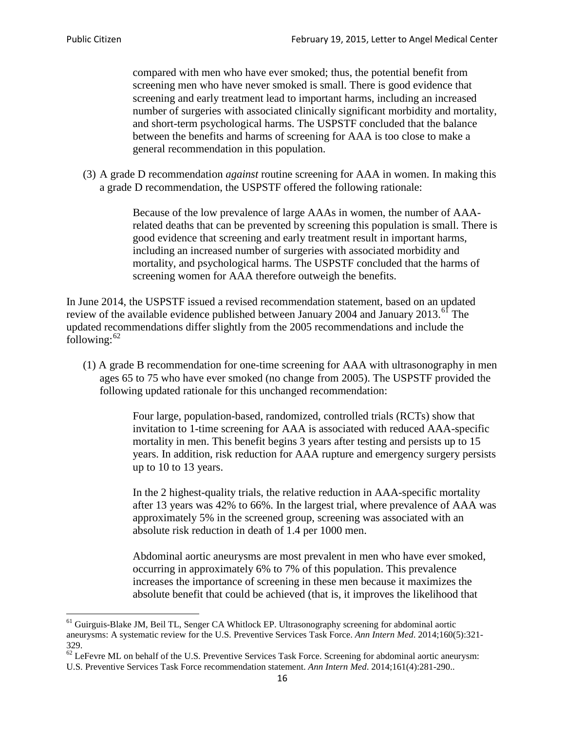> compared with men who have ever smoked; thus, the potential benefit from screening men who have never smoked is small. There is good evidence that screening and early treatment lead to important harms, including an increased number of surgeries with associated clinically significant morbidity and mortality, and short-term psychological harms. The USPSTF concluded that the balance between the benefits and harms of screening for AAA is too close to make a general recommendation in this population.

(3) A grade D recommendation *against* routine screening for AAA in women. In making this a grade D recommendation, the USPSTF offered the following rationale:

> Because of the low prevalence of large AAAs in women, the number of AAA-related deaths that can be prevented by screening this population is small. There is good evidence that screening and early treatment result in important harms, including an increased number of surgeries with associated morbidity and mortality, and psychological harms. The USPSTF concluded that the harms of screening women for AAA therefore outweigh the benefits.

In June 2014, the USPSTF issued a revised recommendation statement, based on an updated review of the available evidence published between January 2004 and January 2013.[61] The updated recommendations differ slightly from the 2005 recommendations and include the following:[62]

(1) A grade B recommendation for one-time screening for AAA with ultrasonography in men ages 65 to 75 who have ever smoked (no change from 2005). The USPSTF provided the following updated rationale for this unchanged recommendation:

> Four large, population-based, randomized, controlled trials (RCTs) show that invitation to 1-time screening for AAA is associated with reduced AAA-specific mortality in men. This benefit begins 3 years after testing and persists up to 15 years. In addition, risk reduction for AAA rupture and emergency surgery persists up to 10 to 13 years.
>
> In the 2 highest-quality trials, the relative reduction in AAA-specific mortality after 13 years was 42% to 66%. In the largest trial, where prevalence of AAA was approximately 5% in the screened group, screening was associated with an absolute risk reduction in death of 1.4 per 1000 men.
>
> Abdominal aortic aneurysms are most prevalent in men who have ever smoked, occurring in approximately 6% to 7% of this population. This prevalence increases the importance of screening in these men because it maximizes the absolute benefit that could be achieved (that is, it improves the likelihood that

---

[61] Guirguis-Blake JM, Beil TL, Senger CA Whitlock EP. Ultrasonography screening for abdominal aortic aneurysms: A systematic review for the U.S. Preventive Services Task Force. *Ann Intern Med*. 2014;160(5):321-329.

[62] LeFevre ML on behalf of the U.S. Preventive Services Task Force. Screening for abdominal aortic aneurysm: U.S. Preventive Services Task Force recommendation statement. *Ann Intern Med*. 2014;161(4):281-290..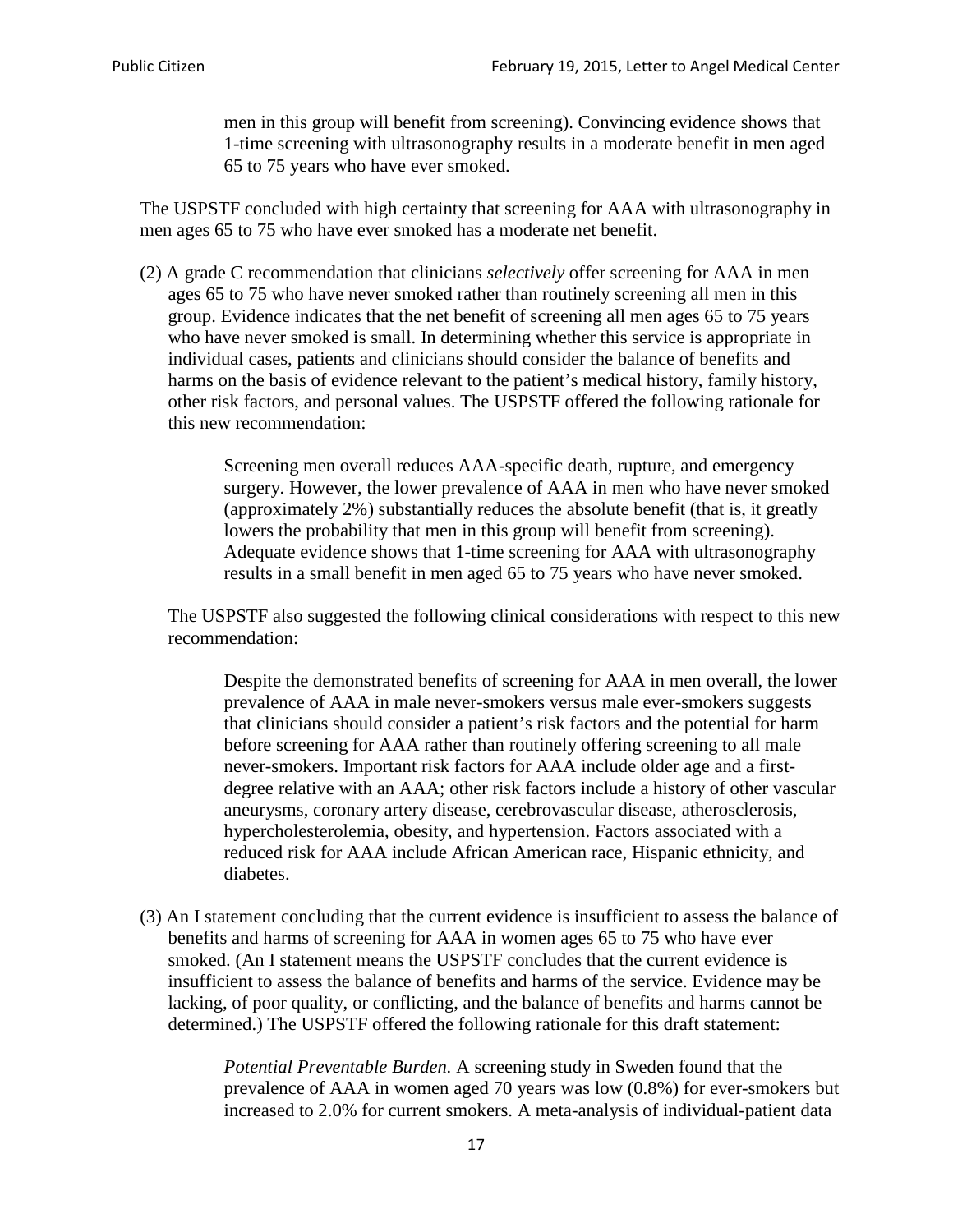> men in this group will benefit from screening). Convincing evidence shows that 1-time screening with ultrasonography results in a moderate benefit in men aged 65 to 75 years who have ever smoked.

The USPSTF concluded with high certainty that screening for AAA with ultrasonography in men ages 65 to 75 who have ever smoked has a moderate net benefit.

(2) A grade C recommendation that clinicians *selectively* offer screening for AAA in men ages 65 to 75 who have never smoked rather than routinely screening all men in this group. Evidence indicates that the net benefit of screening all men ages 65 to 75 years who have never smoked is small. In determining whether this service is appropriate in individual cases, patients and clinicians should consider the balance of benefits and harms on the basis of evidence relevant to the patient's medical history, family history, other risk factors, and personal values. The USPSTF offered the following rationale for this new recommendation:

> Screening men overall reduces AAA-specific death, rupture, and emergency surgery. However, the lower prevalence of AAA in men who have never smoked (approximately 2%) substantially reduces the absolute benefit (that is, it greatly lowers the probability that men in this group will benefit from screening). Adequate evidence shows that 1-time screening for AAA with ultrasonography results in a small benefit in men aged 65 to 75 years who have never smoked.

The USPSTF also suggested the following clinical considerations with respect to this new recommendation:

> Despite the demonstrated benefits of screening for AAA in men overall, the lower prevalence of AAA in male never-smokers versus male ever-smokers suggests that clinicians should consider a patient's risk factors and the potential for harm before screening for AAA rather than routinely offering screening to all male never-smokers. Important risk factors for AAA include older age and a first-degree relative with an AAA; other risk factors include a history of other vascular aneurysms, coronary artery disease, cerebrovascular disease, atherosclerosis, hypercholesterolemia, obesity, and hypertension. Factors associated with a reduced risk for AAA include African American race, Hispanic ethnicity, and diabetes.

(3) An I statement concluding that the current evidence is insufficient to assess the balance of benefits and harms of screening for AAA in women ages 65 to 75 who have ever smoked. (An I statement means the USPSTF concludes that the current evidence is insufficient to assess the balance of benefits and harms of the service. Evidence may be lacking, of poor quality, or conflicting, and the balance of benefits and harms cannot be determined.) The USPSTF offered the following rationale for this draft statement:

> *Potential Preventable Burden.* A screening study in Sweden found that the prevalence of AAA in women aged 70 years was low (0.8%) for ever-smokers but increased to 2.0% for current smokers. A meta-analysis of individual-patient data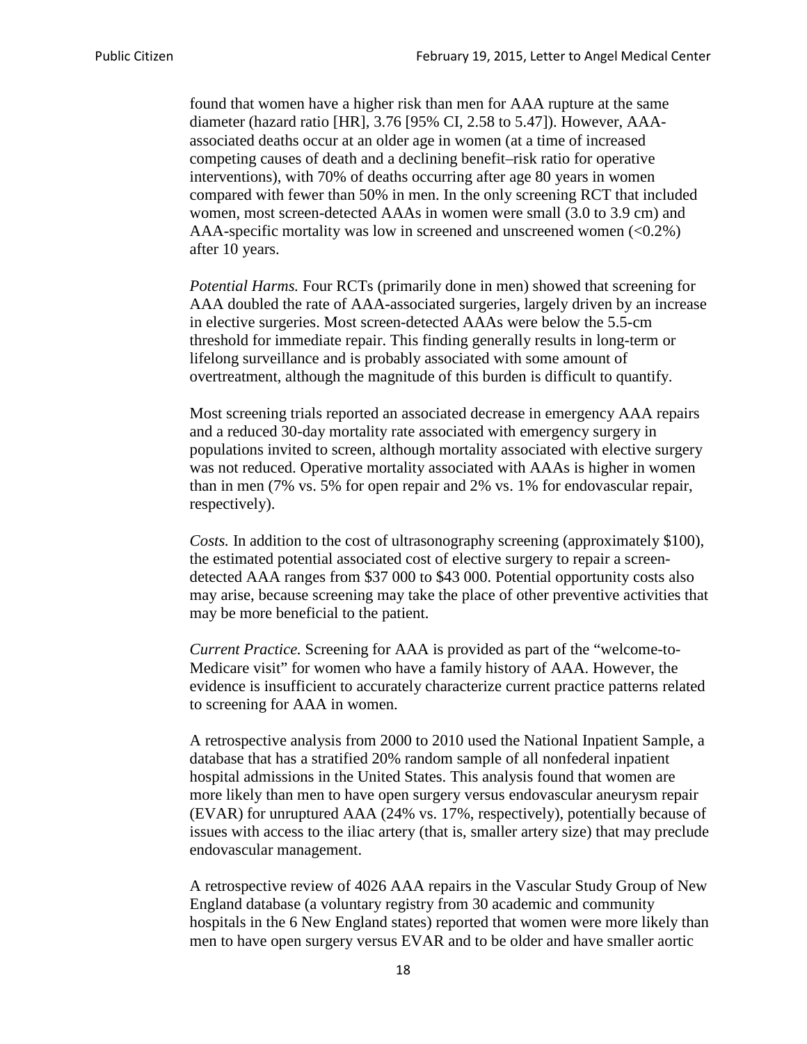found that women have a higher risk than men for AAA rupture at the same diameter (hazard ratio [HR], 3.76 [95% CI, 2.58 to 5.47]). However, AAA-associated deaths occur at an older age in women (at a time of increased competing causes of death and a declining benefit–risk ratio for operative interventions), with 70% of deaths occurring after age 80 years in women compared with fewer than 50% in men. In the only screening RCT that included women, most screen-detected AAAs in women were small (3.0 to 3.9 cm) and AAA-specific mortality was low in screened and unscreened women (<0.2%) after 10 years.

*Potential Harms.* Four RCTs (primarily done in men) showed that screening for AAA doubled the rate of AAA-associated surgeries, largely driven by an increase in elective surgeries. Most screen-detected AAAs were below the 5.5-cm threshold for immediate repair. This finding generally results in long-term or lifelong surveillance and is probably associated with some amount of overtreatment, although the magnitude of this burden is difficult to quantify.

Most screening trials reported an associated decrease in emergency AAA repairs and a reduced 30-day mortality rate associated with emergency surgery in populations invited to screen, although mortality associated with elective surgery was not reduced. Operative mortality associated with AAAs is higher in women than in men (7% vs. 5% for open repair and 2% vs. 1% for endovascular repair, respectively).

*Costs.* In addition to the cost of ultrasonography screening (approximately $100), the estimated potential associated cost of elective surgery to repair a screen-detected AAA ranges from $37 000 to $43 000. Potential opportunity costs also may arise, because screening may take the place of other preventive activities that may be more beneficial to the patient.

*Current Practice.* Screening for AAA is provided as part of the "welcome-to-Medicare visit" for women who have a family history of AAA. However, the evidence is insufficient to accurately characterize current practice patterns related to screening for AAA in women.

A retrospective analysis from 2000 to 2010 used the National Inpatient Sample, a database that has a stratified 20% random sample of all nonfederal inpatient hospital admissions in the United States. This analysis found that women are more likely than men to have open surgery versus endovascular aneurysm repair (EVAR) for unruptured AAA (24% vs. 17%, respectively), potentially because of issues with access to the iliac artery (that is, smaller artery size) that may preclude endovascular management.

A retrospective review of 4026 AAA repairs in the Vascular Study Group of New England database (a voluntary registry from 30 academic and community hospitals in the 6 New England states) reported that women were more likely than men to have open surgery versus EVAR and to be older and have smaller aortic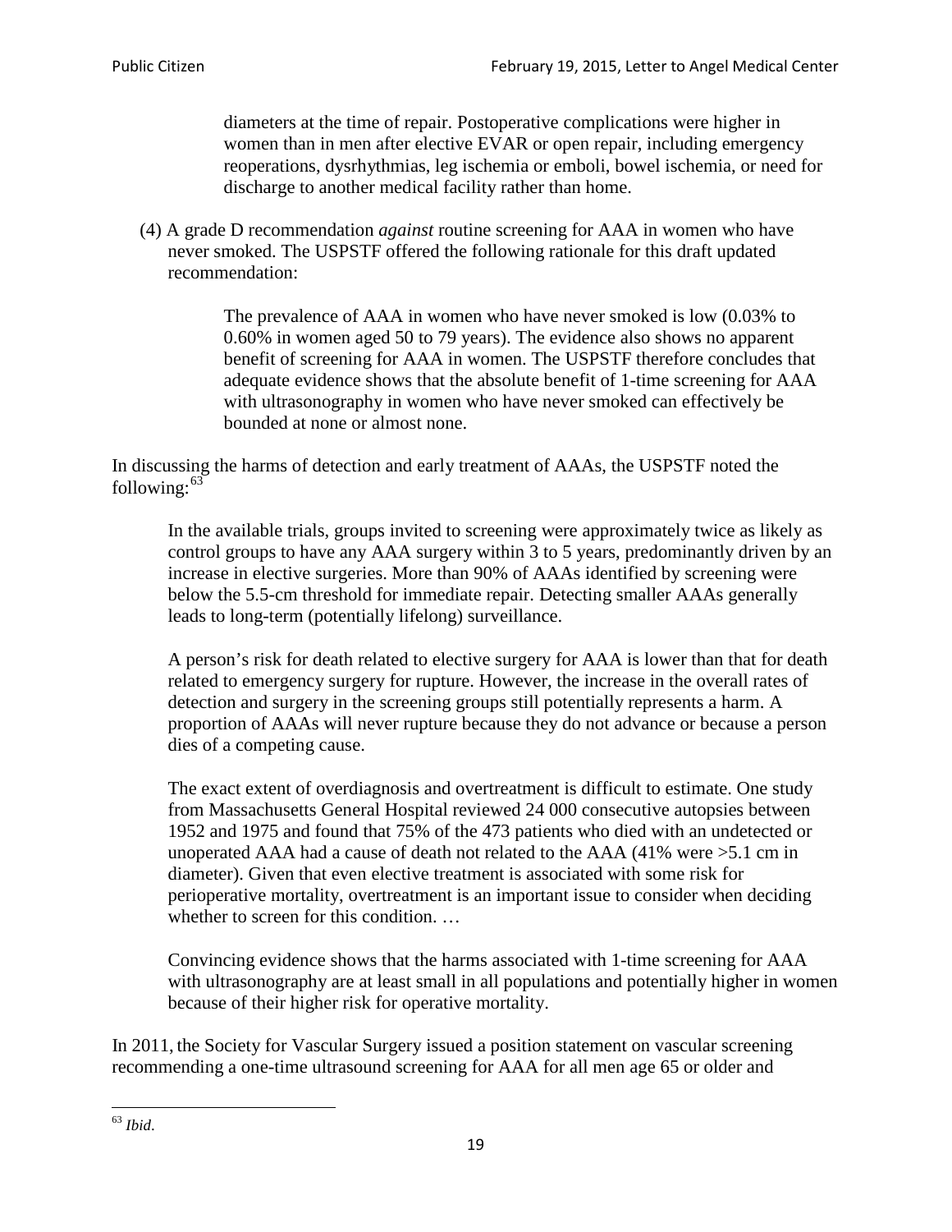> diameters at the time of repair. Postoperative complications were higher in women than in men after elective EVAR or open repair, including emergency reoperations, dysrhythmias, leg ischemia or emboli, bowel ischemia, or need for discharge to another medical facility rather than home.

(4) A grade D recommendation *against* routine screening for AAA in women who have never smoked. The USPSTF offered the following rationale for this draft updated recommendation:

> The prevalence of AAA in women who have never smoked is low (0.03% to 0.60% in women aged 50 to 79 years). The evidence also shows no apparent benefit of screening for AAA in women. The USPSTF therefore concludes that adequate evidence shows that the absolute benefit of 1-time screening for AAA with ultrasonography in women who have never smoked can effectively be bounded at none or almost none.

In discussing the harms of detection and early treatment of AAAs, the USPSTF noted the following:[63]

> In the available trials, groups invited to screening were approximately twice as likely as control groups to have any AAA surgery within 3 to 5 years, predominantly driven by an increase in elective surgeries. More than 90% of AAAs identified by screening were below the 5.5-cm threshold for immediate repair. Detecting smaller AAAs generally leads to long-term (potentially lifelong) surveillance.
>
> A person's risk for death related to elective surgery for AAA is lower than that for death related to emergency surgery for rupture. However, the increase in the overall rates of detection and surgery in the screening groups still potentially represents a harm. A proportion of AAAs will never rupture because they do not advance or because a person dies of a competing cause.
>
> The exact extent of overdiagnosis and overtreatment is difficult to estimate. One study from Massachusetts General Hospital reviewed 24 000 consecutive autopsies between 1952 and 1975 and found that 75% of the 473 patients who died with an undetected or unoperated AAA had a cause of death not related to the AAA (41% were >5.1 cm in diameter). Given that even elective treatment is associated with some risk for perioperative mortality, overtreatment is an important issue to consider when deciding whether to screen for this condition. …
>
> Convincing evidence shows that the harms associated with 1-time screening for AAA with ultrasonography are at least small in all populations and potentially higher in women because of their higher risk for operative mortality.

In 2011, the Society for Vascular Surgery issued a position statement on vascular screening recommending a one-time ultrasound screening for AAA for all men age 65 or older and

[63] *Ibid*.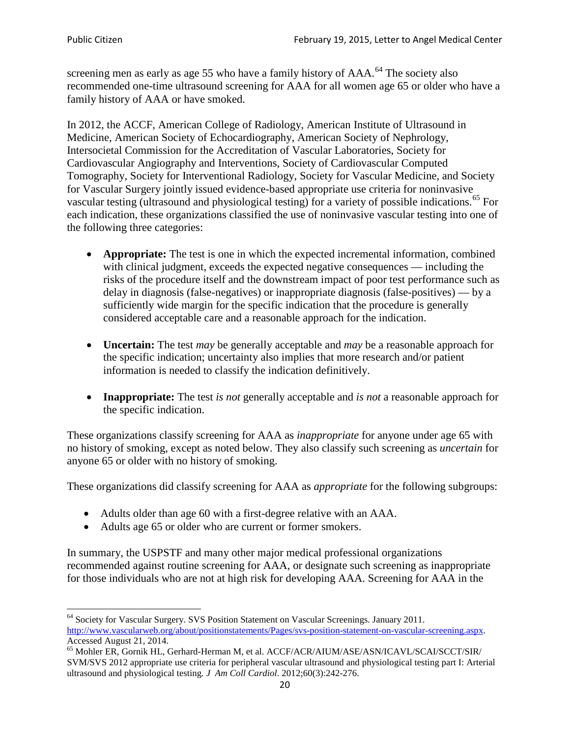screening men as early as age 55 who have a family history of AAA.[64] The society also recommended one-time ultrasound screening for AAA for all women age 65 or older who have a family history of AAA or have smoked.

In 2012, the ACCF, American College of Radiology, American Institute of Ultrasound in Medicine, American Society of Echocardiography, American Society of Nephrology, Intersocietal Commission for the Accreditation of Vascular Laboratories, Society for Cardiovascular Angiography and Interventions, Society of Cardiovascular Computed Tomography, Society for Interventional Radiology, Society for Vascular Medicine, and Society for Vascular Surgery jointly issued evidence-based appropriate use criteria for noninvasive vascular testing (ultrasound and physiological testing) for a variety of possible indications.[65] For each indication, these organizations classified the use of noninvasive vascular testing into one of the following three categories:

- **Appropriate:** The test is one in which the expected incremental information, combined with clinical judgment, exceeds the expected negative consequences — including the risks of the procedure itself and the downstream impact of poor test performance such as delay in diagnosis (false-negatives) or inappropriate diagnosis (false-positives) — by a sufficiently wide margin for the specific indication that the procedure is generally considered acceptable care and a reasonable approach for the indication.

- **Uncertain:** The test *may* be generally acceptable and *may* be a reasonable approach for the specific indication; uncertainty also implies that more research and/or patient information is needed to classify the indication definitively.

- **Inappropriate:** The test *is not* generally acceptable and *is not* a reasonable approach for the specific indication.

These organizations classify screening for AAA as *inappropriate* for anyone under age 65 with no history of smoking, except as noted below. They also classify such screening as *uncertain* for anyone 65 or older with no history of smoking.

These organizations did classify screening for AAA as *appropriate* for the following subgroups:

- Adults older than age 60 with a first-degree relative with an AAA.
- Adults age 65 or older who are current or former smokers.

In summary, the USPSTF and many other major medical professional organizations recommended against routine screening for AAA, or designate such screening as inappropriate for those individuals who are not at high risk for developing AAA. Screening for AAA in the

---

[64] Society for Vascular Surgery. SVS Position Statement on Vascular Screenings. January 2011. http://www.vascularweb.org/about/positionstatements/Pages/svs-position-statement-on-vascular-screening.aspx. Accessed August 21, 2014.

[65] Mohler ER, Gornik HL, Gerhard-Herman M, et al. ACCF/ACR/AIUM/ASE/ASN/ICAVL/SCAI/SCCT/SIR/SVM/SVS 2012 appropriate use criteria for peripheral vascular ultrasound and physiological testing part I: Arterial ultrasound and physiological testing. *J Am Coll Cardiol*. 2012;60(3):242-276.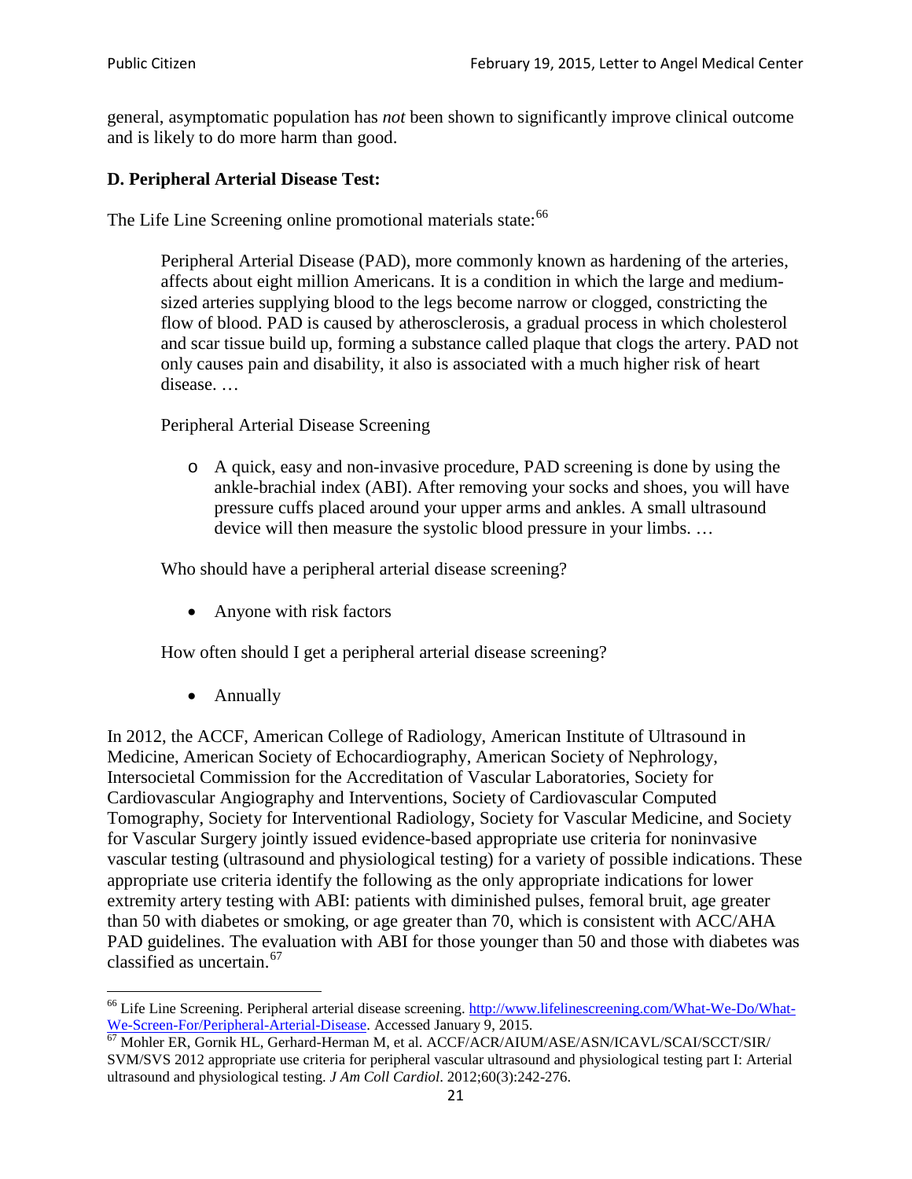general, asymptomatic population has *not* been shown to significantly improve clinical outcome and is likely to do more harm than good.

**D. Peripheral Arterial Disease Test:**

The Life Line Screening online promotional materials state:[66]

> Peripheral Arterial Disease (PAD), more commonly known as hardening of the arteries, affects about eight million Americans. It is a condition in which the large and medium-sized arteries supplying blood to the legs become narrow or clogged, constricting the flow of blood. PAD is caused by atherosclerosis, a gradual process in which cholesterol and scar tissue build up, forming a substance called plaque that clogs the artery. PAD not only causes pain and disability, it also is associated with a much higher risk of heart disease. …
>
> Peripheral Arterial Disease Screening
>
> - A quick, easy and non-invasive procedure, PAD screening is done by using the ankle-brachial index (ABI). After removing your socks and shoes, you will have pressure cuffs placed around your upper arms and ankles. A small ultrasound device will then measure the systolic blood pressure in your limbs. …
>
> Who should have a peripheral arterial disease screening?
>
> - Anyone with risk factors
>
> How often should I get a peripheral arterial disease screening?
>
> - Annually

In 2012, the ACCF, American College of Radiology, American Institute of Ultrasound in Medicine, American Society of Echocardiography, American Society of Nephrology, Intersocietal Commission for the Accreditation of Vascular Laboratories, Society for Cardiovascular Angiography and Interventions, Society of Cardiovascular Computed Tomography, Society for Interventional Radiology, Society for Vascular Medicine, and Society for Vascular Surgery jointly issued evidence-based appropriate use criteria for noninvasive vascular testing (ultrasound and physiological testing) for a variety of possible indications. These appropriate use criteria identify the following as the only appropriate indications for lower extremity artery testing with ABI: patients with diminished pulses, femoral bruit, age greater than 50 with diabetes or smoking, or age greater than 70, which is consistent with ACC/AHA PAD guidelines. The evaluation with ABI for those younger than 50 and those with diabetes was classified as uncertain.[67]

---

[66] Life Line Screening. Peripheral arterial disease screening. http://www.lifelinescreening.com/What-We-Do/What-We-Screen-For/Peripheral-Arterial-Disease. Accessed January 9, 2015.

[67] Mohler ER, Gornik HL, Gerhard-Herman M, et al. ACCF/ACR/AIUM/ASE/ASN/ICAVL/SCAI/SCCT/SIR/SVM/SVS 2012 appropriate use criteria for peripheral vascular ultrasound and physiological testing part I: Arterial ultrasound and physiological testing. *J Am Coll Cardiol*. 2012;60(3):242-276.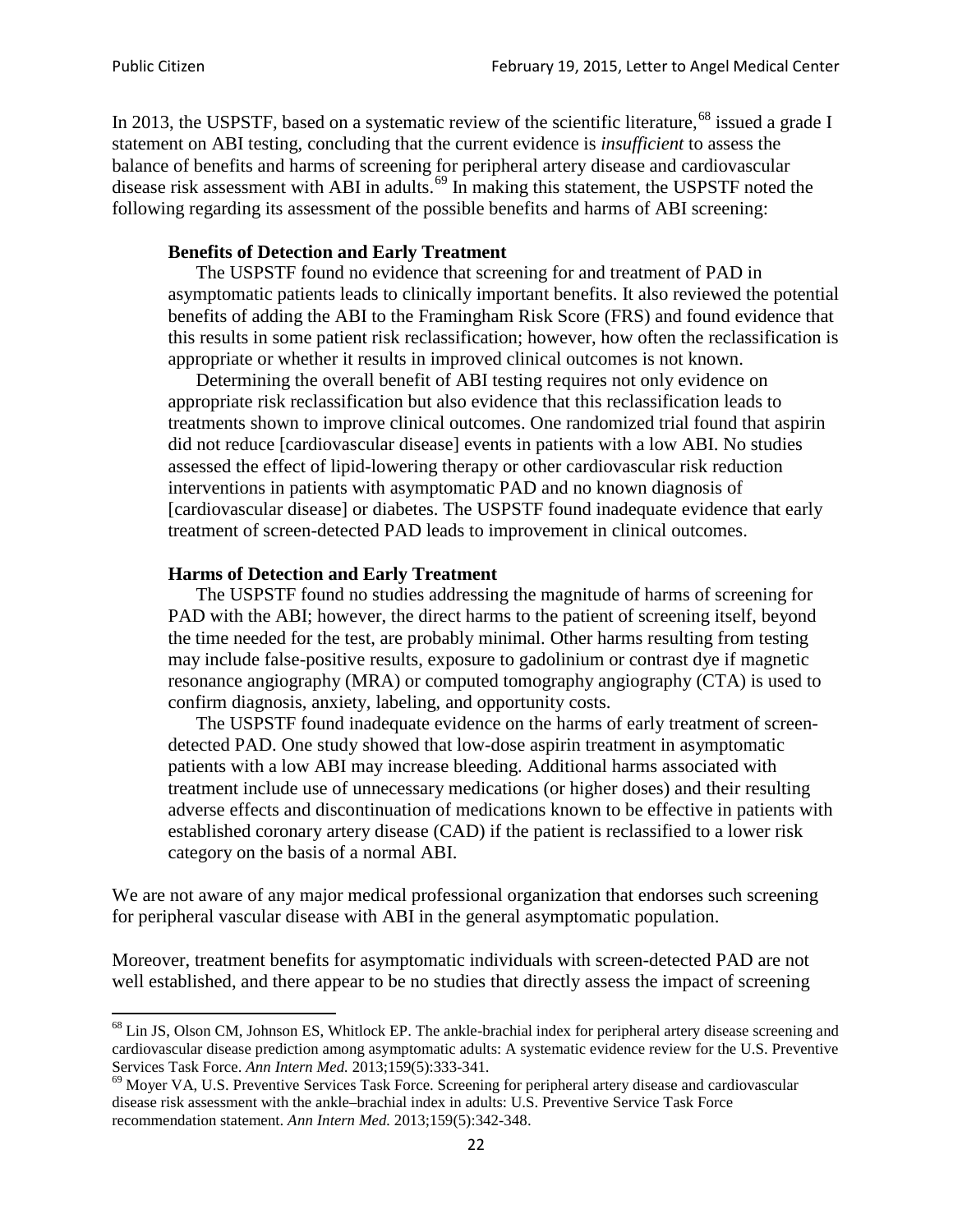In 2013, the USPSTF, based on a systematic review of the scientific literature,[68] issued a grade I statement on ABI testing, concluding that the current evidence is *insufficient* to assess the balance of benefits and harms of screening for peripheral artery disease and cardiovascular disease risk assessment with ABI in adults.[69] In making this statement, the USPSTF noted the following regarding its assessment of the possible benefits and harms of ABI screening:

> **Benefits of Detection and Early Treatment**
>
> The USPSTF found no evidence that screening for and treatment of PAD in asymptomatic patients leads to clinically important benefits. It also reviewed the potential benefits of adding the ABI to the Framingham Risk Score (FRS) and found evidence that this results in some patient risk reclassification; however, how often the reclassification is appropriate or whether it results in improved clinical outcomes is not known.
>
> Determining the overall benefit of ABI testing requires not only evidence on appropriate risk reclassification but also evidence that this reclassification leads to treatments shown to improve clinical outcomes. One randomized trial found that aspirin did not reduce [cardiovascular disease] events in patients with a low ABI. No studies assessed the effect of lipid-lowering therapy or other cardiovascular risk reduction interventions in patients with asymptomatic PAD and no known diagnosis of [cardiovascular disease] or diabetes. The USPSTF found inadequate evidence that early treatment of screen-detected PAD leads to improvement in clinical outcomes.
>
> **Harms of Detection and Early Treatment**
>
> The USPSTF found no studies addressing the magnitude of harms of screening for PAD with the ABI; however, the direct harms to the patient of screening itself, beyond the time needed for the test, are probably minimal. Other harms resulting from testing may include false-positive results, exposure to gadolinium or contrast dye if magnetic resonance angiography (MRA) or computed tomography angiography (CTA) is used to confirm diagnosis, anxiety, labeling, and opportunity costs.
>
> The USPSTF found inadequate evidence on the harms of early treatment of screen-detected PAD. One study showed that low-dose aspirin treatment in asymptomatic patients with a low ABI may increase bleeding. Additional harms associated with treatment include use of unnecessary medications (or higher doses) and their resulting adverse effects and discontinuation of medications known to be effective in patients with established coronary artery disease (CAD) if the patient is reclassified to a lower risk category on the basis of a normal ABI.

We are not aware of any major medical professional organization that endorses such screening for peripheral vascular disease with ABI in the general asymptomatic population.

Moreover, treatment benefits for asymptomatic individuals with screen-detected PAD are not well established, and there appear to be no studies that directly assess the impact of screening

---

[68] Lin JS, Olson CM, Johnson ES, Whitlock EP. The ankle-brachial index for peripheral artery disease screening and cardiovascular disease prediction among asymptomatic adults: A systematic evidence review for the U.S. Preventive Services Task Force. *Ann Intern Med.* 2013;159(5):333-341.

[69] Moyer VA, U.S. Preventive Services Task Force. Screening for peripheral artery disease and cardiovascular disease risk assessment with the ankle–brachial index in adults: U.S. Preventive Service Task Force recommendation statement. *Ann Intern Med.* 2013;159(5):342-348.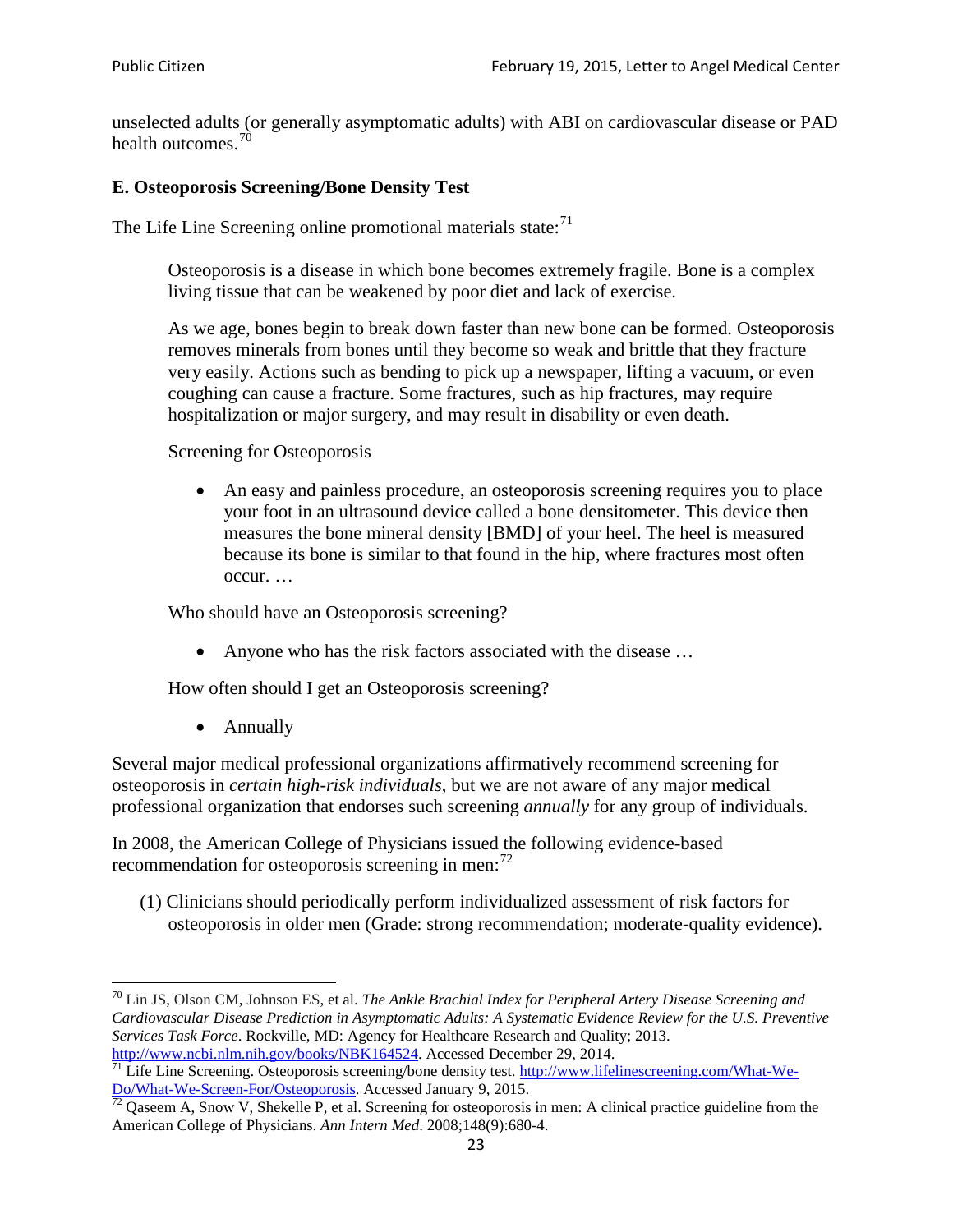unselected adults (or generally asymptomatic adults) with ABI on cardiovascular disease or PAD health outcomes.[70]

### E. Osteoporosis Screening/Bone Density Test

The Life Line Screening online promotional materials state:[71]

> Osteoporosis is a disease in which bone becomes extremely fragile. Bone is a complex living tissue that can be weakened by poor diet and lack of exercise.
>
> As we age, bones begin to break down faster than new bone can be formed. Osteoporosis removes minerals from bones until they become so weak and brittle that they fracture very easily. Actions such as bending to pick up a newspaper, lifting a vacuum, or even coughing can cause a fracture. Some fractures, such as hip fractures, may require hospitalization or major surgery, and may result in disability or even death.
>
> Screening for Osteoporosis
>
> - An easy and painless procedure, an osteoporosis screening requires you to place your foot in an ultrasound device called a bone densitometer. This device then measures the bone mineral density [BMD] of your heel. The heel is measured because its bone is similar to that found in the hip, where fractures most often occur. …
>
> Who should have an Osteoporosis screening?
>
> - Anyone who has the risk factors associated with the disease …
>
> How often should I get an Osteoporosis screening?
>
> - Annually

Several major medical professional organizations affirmatively recommend screening for osteoporosis in *certain high-risk individuals*, but we are not aware of any major medical professional organization that endorses such screening *annually* for any group of individuals.

In 2008, the American College of Physicians issued the following evidence-based recommendation for osteoporosis screening in men:[72]

(1) Clinicians should periodically perform individualized assessment of risk factors for osteoporosis in older men (Grade: strong recommendation; moderate-quality evidence).

---

[70] Lin JS, Olson CM, Johnson ES, et al. *The Ankle Brachial Index for Peripheral Artery Disease Screening and Cardiovascular Disease Prediction in Asymptomatic Adults: A Systematic Evidence Review for the U.S. Preventive Services Task Force*. Rockville, MD: Agency for Healthcare Research and Quality; 2013. http://www.ncbi.nlm.nih.gov/books/NBK164524. Accessed December 29, 2014.

[71] Life Line Screening. Osteoporosis screening/bone density test. http://www.lifelinescreening.com/What-We-Do/What-We-Screen-For/Osteoporosis. Accessed January 9, 2015.

[72] Qaseem A, Snow V, Shekelle P, et al. Screening for osteoporosis in men: A clinical practice guideline from the American College of Physicians. *Ann Intern Med*. 2008;148(9):680-4.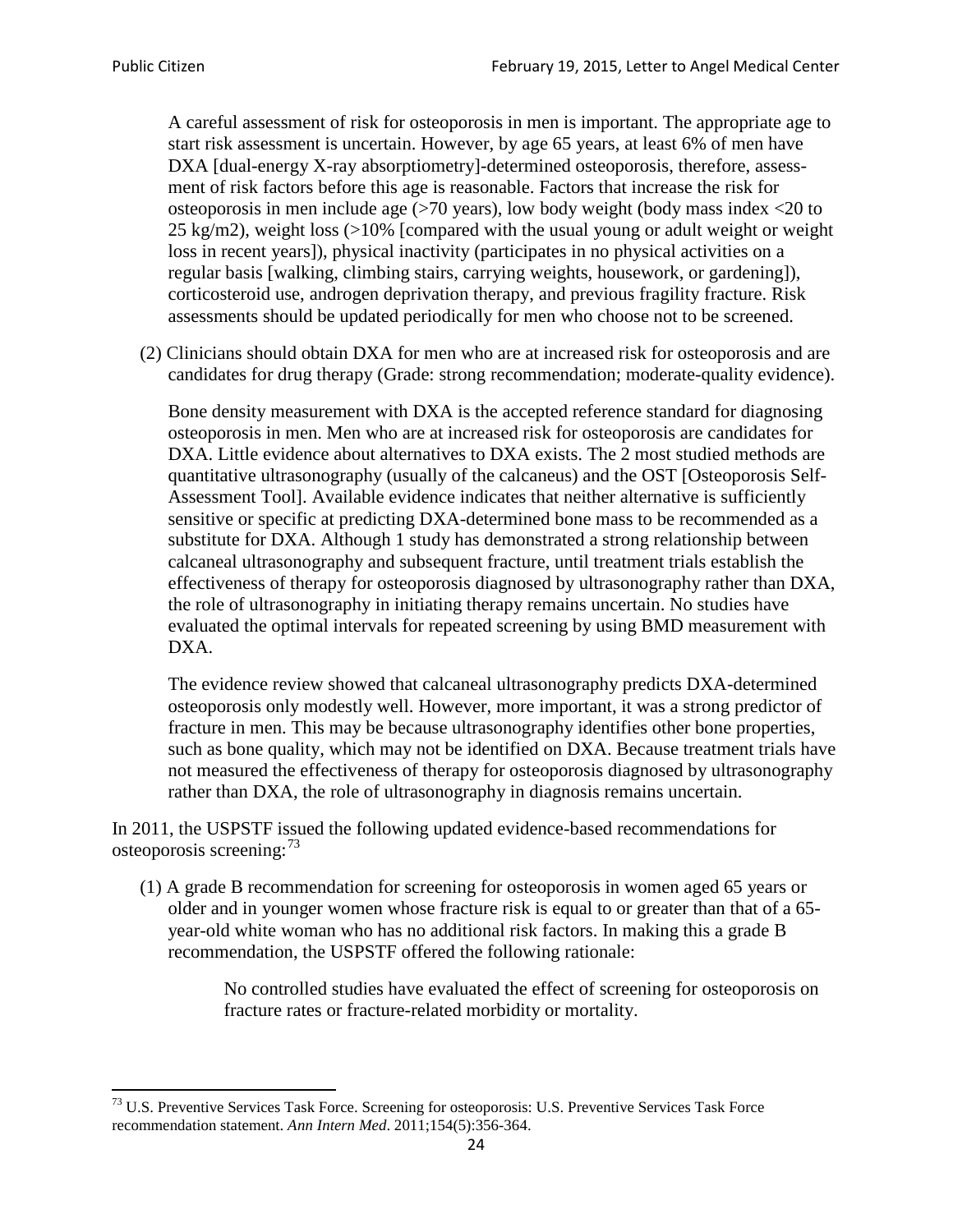A careful assessment of risk for osteoporosis in men is important. The appropriate age to start risk assessment is uncertain. However, by age 65 years, at least 6% of men have DXA [dual-energy X-ray absorptiometry]-determined osteoporosis, therefore, assessment of risk factors before this age is reasonable. Factors that increase the risk for osteoporosis in men include age (>70 years), low body weight (body mass index <20 to 25 kg/m2), weight loss (>10% [compared with the usual young or adult weight or weight loss in recent years]), physical inactivity (participates in no physical activities on a regular basis [walking, climbing stairs, carrying weights, housework, or gardening]), corticosteroid use, androgen deprivation therapy, and previous fragility fracture. Risk assessments should be updated periodically for men who choose not to be screened.

(2) Clinicians should obtain DXA for men who are at increased risk for osteoporosis and are candidates for drug therapy (Grade: strong recommendation; moderate-quality evidence).

Bone density measurement with DXA is the accepted reference standard for diagnosing osteoporosis in men. Men who are at increased risk for osteoporosis are candidates for DXA. Little evidence about alternatives to DXA exists. The 2 most studied methods are quantitative ultrasonography (usually of the calcaneus) and the OST [Osteoporosis Self-Assessment Tool]. Available evidence indicates that neither alternative is sufficiently sensitive or specific at predicting DXA-determined bone mass to be recommended as a substitute for DXA. Although 1 study has demonstrated a strong relationship between calcaneal ultrasonography and subsequent fracture, until treatment trials establish the effectiveness of therapy for osteoporosis diagnosed by ultrasonography rather than DXA, the role of ultrasonography in initiating therapy remains uncertain. No studies have evaluated the optimal intervals for repeated screening by using BMD measurement with DXA.

The evidence review showed that calcaneal ultrasonography predicts DXA-determined osteoporosis only modestly well. However, more important, it was a strong predictor of fracture in men. This may be because ultrasonography identifies other bone properties, such as bone quality, which may not be identified on DXA. Because treatment trials have not measured the effectiveness of therapy for osteoporosis diagnosed by ultrasonography rather than DXA, the role of ultrasonography in diagnosis remains uncertain.

In 2011, the USPSTF issued the following updated evidence-based recommendations for osteoporosis screening:[73]

(1) A grade B recommendation for screening for osteoporosis in women aged 65 years or older and in younger women whose fracture risk is equal to or greater than that of a 65-year-old white woman who has no additional risk factors. In making this a grade B recommendation, the USPSTF offered the following rationale:

> No controlled studies have evaluated the effect of screening for osteoporosis on fracture rates or fracture-related morbidity or mortality.

[73] U.S. Preventive Services Task Force. Screening for osteoporosis: U.S. Preventive Services Task Force recommendation statement. *Ann Intern Med*. 2011;154(5):356-364.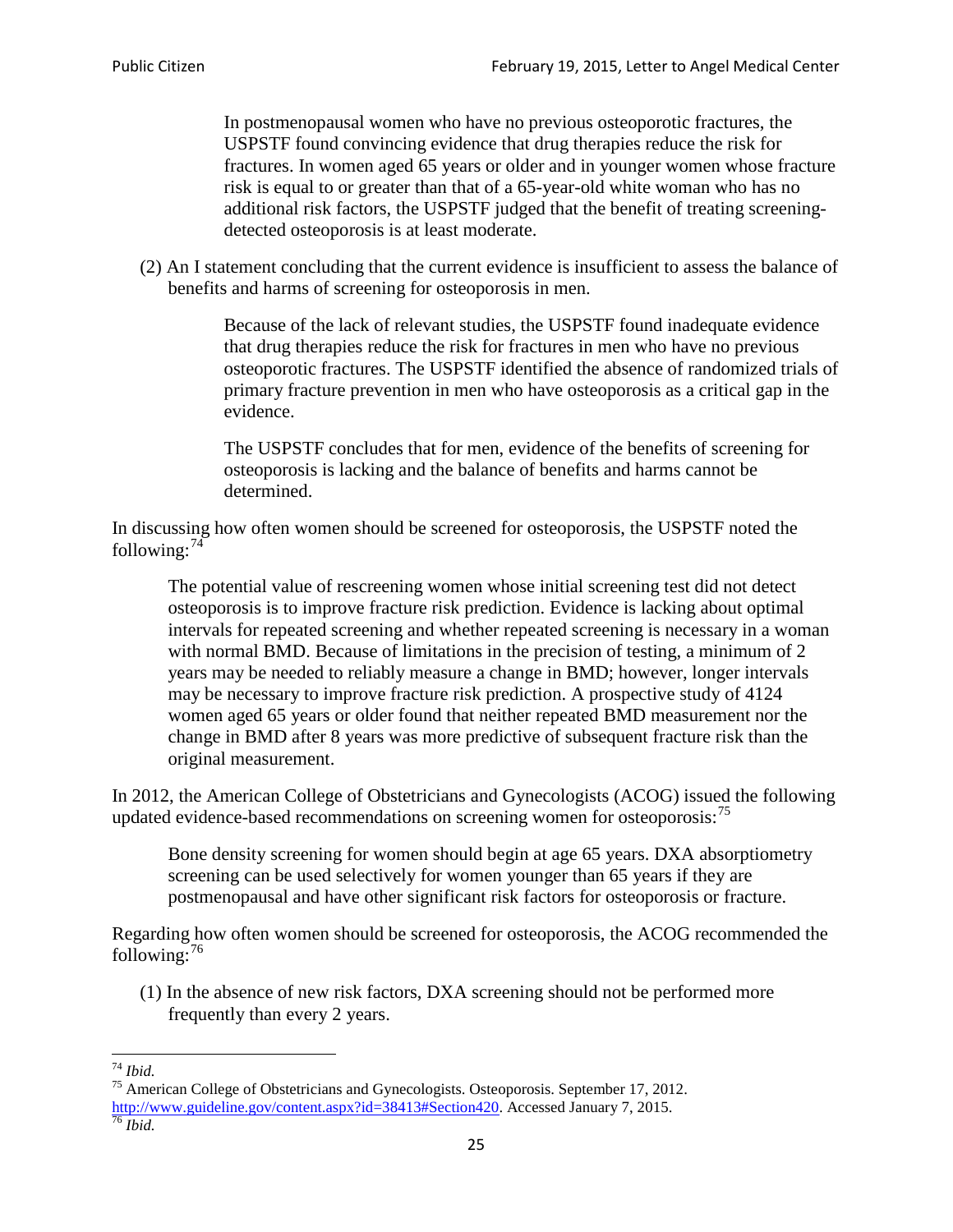> In postmenopausal women who have no previous osteoporotic fractures, the USPSTF found convincing evidence that drug therapies reduce the risk for fractures. In women aged 65 years or older and in younger women whose fracture risk is equal to or greater than that of a 65-year-old white woman who has no additional risk factors, the USPSTF judged that the benefit of treating screening-detected osteoporosis is at least moderate.

(2) An I statement concluding that the current evidence is insufficient to assess the balance of benefits and harms of screening for osteoporosis in men.

> Because of the lack of relevant studies, the USPSTF found inadequate evidence that drug therapies reduce the risk for fractures in men who have no previous osteoporotic fractures. The USPSTF identified the absence of randomized trials of primary fracture prevention in men who have osteoporosis as a critical gap in the evidence.
>
> The USPSTF concludes that for men, evidence of the benefits of screening for osteoporosis is lacking and the balance of benefits and harms cannot be determined.

In discussing how often women should be screened for osteoporosis, the USPSTF noted the following:[74]

> The potential value of rescreening women whose initial screening test did not detect osteoporosis is to improve fracture risk prediction. Evidence is lacking about optimal intervals for repeated screening and whether repeated screening is necessary in a woman with normal BMD. Because of limitations in the precision of testing, a minimum of 2 years may be needed to reliably measure a change in BMD; however, longer intervals may be necessary to improve fracture risk prediction. A prospective study of 4124 women aged 65 years or older found that neither repeated BMD measurement nor the change in BMD after 8 years was more predictive of subsequent fracture risk than the original measurement.

In 2012, the American College of Obstetricians and Gynecologists (ACOG) issued the following updated evidence-based recommendations on screening women for osteoporosis:[75]

> Bone density screening for women should begin at age 65 years. DXA absorptiometry screening can be used selectively for women younger than 65 years if they are postmenopausal and have other significant risk factors for osteoporosis or fracture.

Regarding how often women should be screened for osteoporosis, the ACOG recommended the following:[76]

(1) In the absence of new risk factors, DXA screening should not be performed more frequently than every 2 years.

---

[74] *Ibid.*

[75] American College of Obstetricians and Gynecologists. Osteoporosis. September 17, 2012. http://www.guideline.gov/content.aspx?id=38413#Section420. Accessed January 7, 2015.

[76] *Ibid.*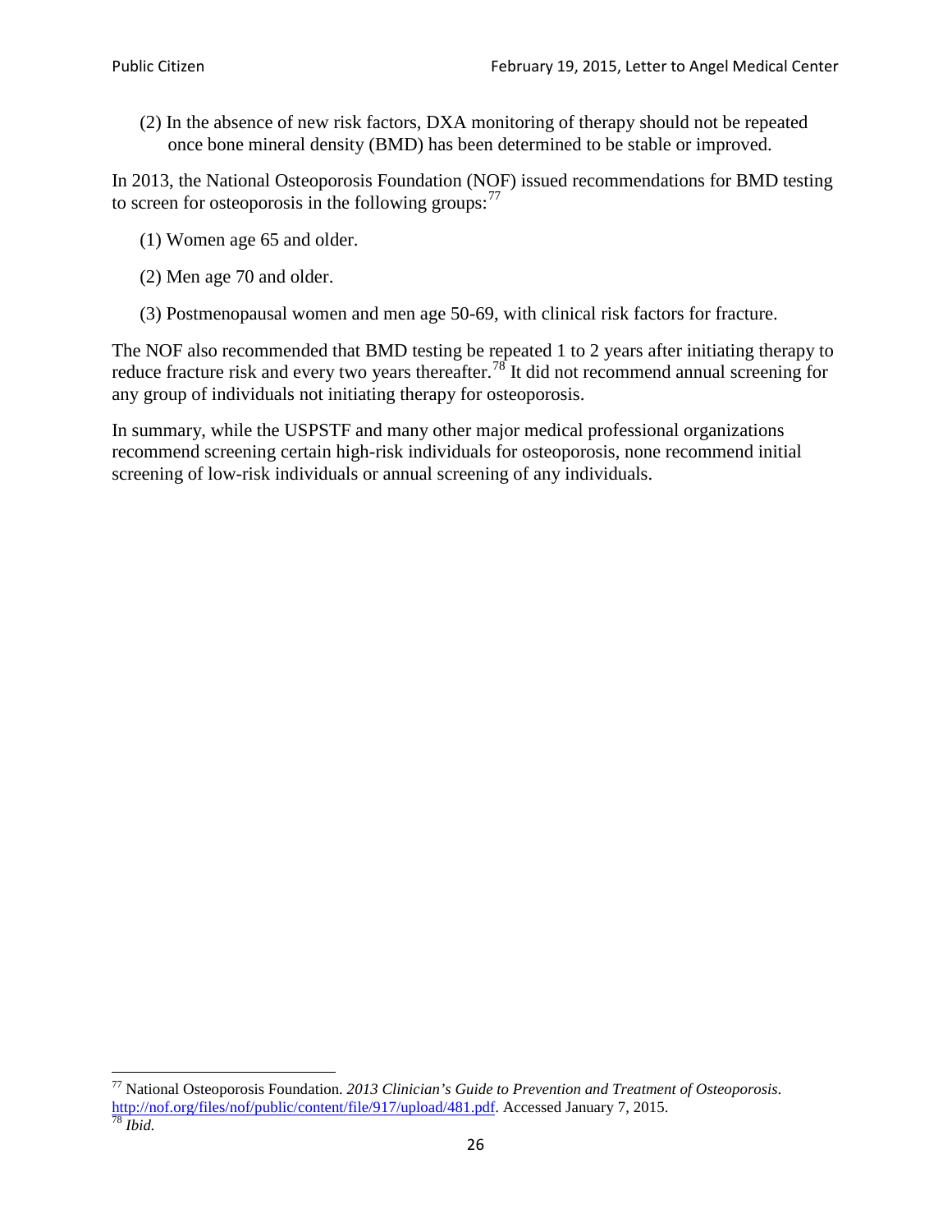(2) In the absence of new risk factors, DXA monitoring of therapy should not be repeated once bone mineral density (BMD) has been determined to be stable or improved.

In 2013, the National Osteoporosis Foundation (NOF) issued recommendations for BMD testing to screen for osteoporosis in the following groups:[77]

(1) Women age 65 and older.

(2) Men age 70 and older.

(3) Postmenopausal women and men age 50-69, with clinical risk factors for fracture.

The NOF also recommended that BMD testing be repeated 1 to 2 years after initiating therapy to reduce fracture risk and every two years thereafter.[78] It did not recommend annual screening for any group of individuals not initiating therapy for osteoporosis.

In summary, while the USPSTF and many other major medical professional organizations recommend screening certain high-risk individuals for osteoporosis, none recommend initial screening of low-risk individuals or annual screening of any individuals.

---

[77] National Osteoporosis Foundation. *2013 Clinician's Guide to Prevention and Treatment of Osteoporosis*. http://nof.org/files/nof/public/content/file/917/upload/481.pdf. Accessed January 7, 2015.

[78] *Ibid.*